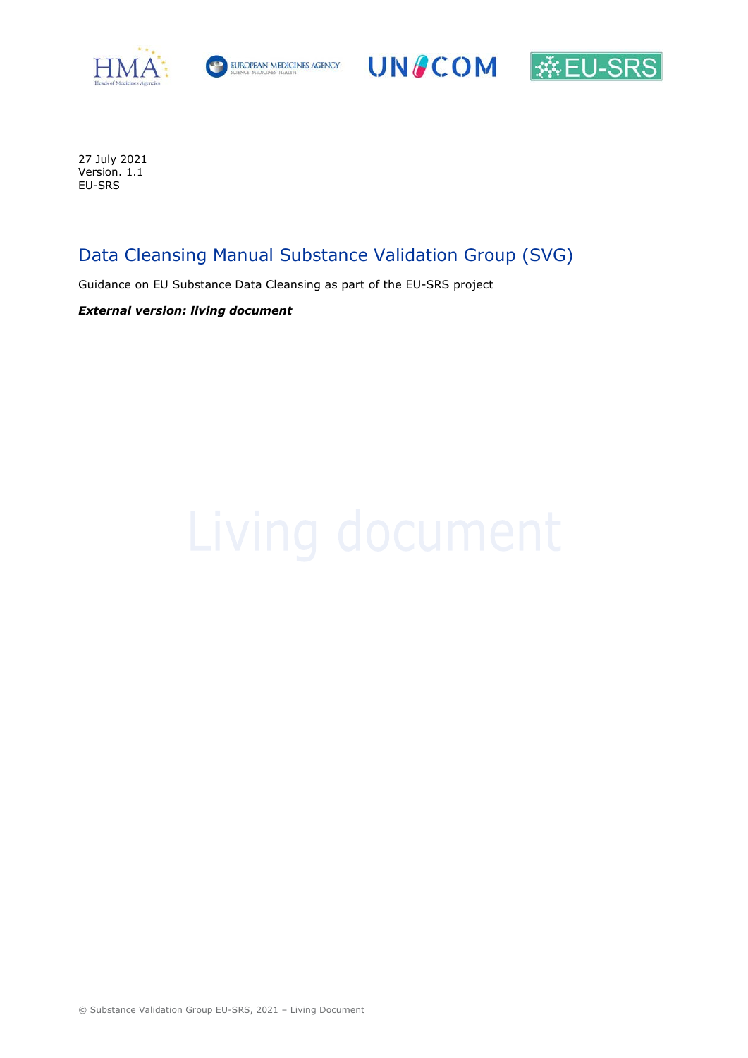27 July 2021
Version. 1.1
EU-SRS

# Data Cleansing Manual Substance Validation Group (SVG)

Guidance on EU Substance Data Cleansing as part of the EU-SRS project

***External version: living document***

Living document

© Substance Validation Group EU-SRS, 2021 – Living Document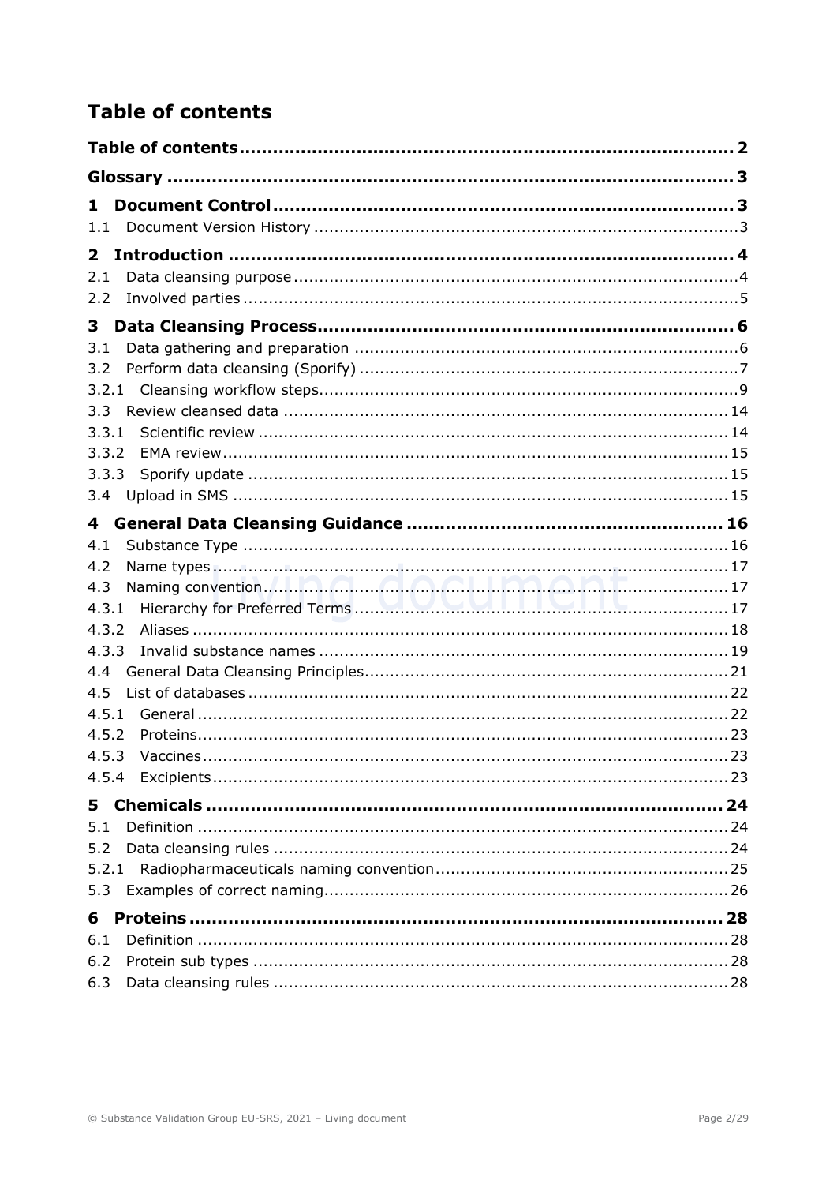# Table of contents

**Table of contents** ........ **2**

**Glossary** ........ **3**

**1 Document Control** ........ **3**

1.1 Document Version History ........ 3

**2 Introduction** ........ **4**

2.1 Data cleansing purpose ........ 4

2.2 Involved parties ........ 5

**3 Data Cleansing Process** ........ **6**

3.1 Data gathering and preparation ........ 6

3.2 Perform data cleansing (Sporify) ........ 7

3.2.1 Cleansing workflow steps ........ 9

3.3 Review cleansed data ........ 14

3.3.1 Scientific review ........ 14

3.3.2 EMA review ........ 15

3.3.3 Sporify update ........ 15

3.4 Upload in SMS ........ 15

**4 General Data Cleansing Guidance** ........ **16**

4.1 Substance Type ........ 16

4.2 Name types ........ 17

4.3 Naming convention ........ 17

4.3.1 Hierarchy for Preferred Terms ........ 17

4.3.2 Aliases ........ 18

4.3.3 Invalid substance names ........ 19

4.4 General Data Cleansing Principles ........ 21

4.5 List of databases ........ 22

4.5.1 General ........ 22

4.5.2 Proteins ........ 23

4.5.3 Vaccines ........ 23

4.5.4 Excipients ........ 23

**5 Chemicals** ........ **24**

5.1 Definition ........ 24

5.2 Data cleansing rules ........ 24

5.2.1 Radiopharmaceuticals naming convention ........ 25

5.3 Examples of correct naming ........ 26

**6 Proteins** ........ **28**

6.1 Definition ........ 28

6.2 Protein sub types ........ 28

6.3 Data cleansing rules ........ 28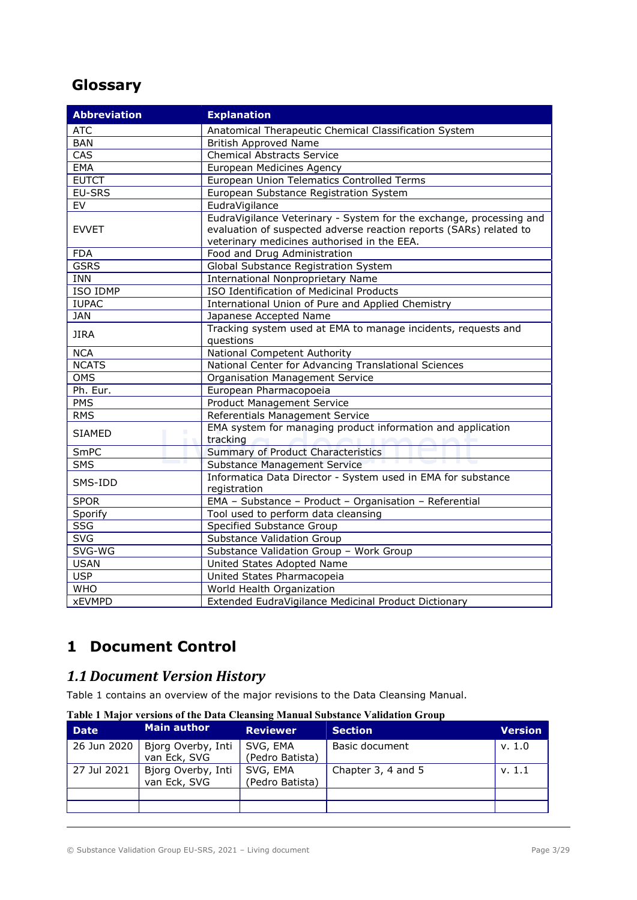# Glossary

| Abbreviation | Explanation |
| --- | --- |
| ATC | Anatomical Therapeutic Chemical Classification System |
| BAN | British Approved Name |
| CAS | Chemical Abstracts Service |
| EMA | European Medicines Agency |
| EUTCT | European Union Telematics Controlled Terms |
| EU-SRS | European Substance Registration System |
| EV | EudraVigilance |
| EVVET | EudraVigilance Veterinary - System for the exchange, processing and evaluation of suspected adverse reaction reports (SARs) related to veterinary medicines authorised in the EEA. |
| FDA | Food and Drug Administration |
| GSRS | Global Substance Registration System |
| INN | International Nonproprietary Name |
| ISO IDMP | ISO Identification of Medicinal Products |
| IUPAC | International Union of Pure and Applied Chemistry |
| JAN | Japanese Accepted Name |
| JIRA | Tracking system used at EMA to manage incidents, requests and questions |
| NCA | National Competent Authority |
| NCATS | National Center for Advancing Translational Sciences |
| OMS | Organisation Management Service |
| Ph. Eur. | European Pharmacopoeia |
| PMS | Product Management Service |
| RMS | Referentials Management Service |
| SIAMED | EMA system for managing product information and application tracking |
| SmPC | Summary of Product Characteristics |
| SMS | Substance Management Service |
| SMS-IDD | Informatica Data Director - System used in EMA for substance registration |
| SPOR | EMA – Substance – Product – Organisation – Referential |
| Sporify | Tool used to perform data cleansing |
| SSG | Specified Substance Group |
| SVG | Substance Validation Group |
| SVG-WG | Substance Validation Group – Work Group |
| USAN | United States Adopted Name |
| USP | United States Pharmacopeia |
| WHO | World Health Organization |
| xEVMPD | Extended EudraVigilance Medicinal Product Dictionary |

# 1 Document Control

## *1.1 Document Version History*

Table 1 contains an overview of the major revisions to the Data Cleansing Manual.

**Table 1 Major versions of the Data Cleansing Manual Substance Validation Group**

| Date | Main author | Reviewer | Section | Version |
| --- | --- | --- | --- | --- |
| 26 Jun 2020 | Bjorg Overby, Inti van Eck, SVG | SVG, EMA (Pedro Batista) | Basic document | v. 1.0 |
| 27 Jul 2021 | Bjorg Overby, Inti van Eck, SVG | SVG, EMA (Pedro Batista) | Chapter 3, 4 and 5 | v. 1.1 |
| | | | | |
| | | | | |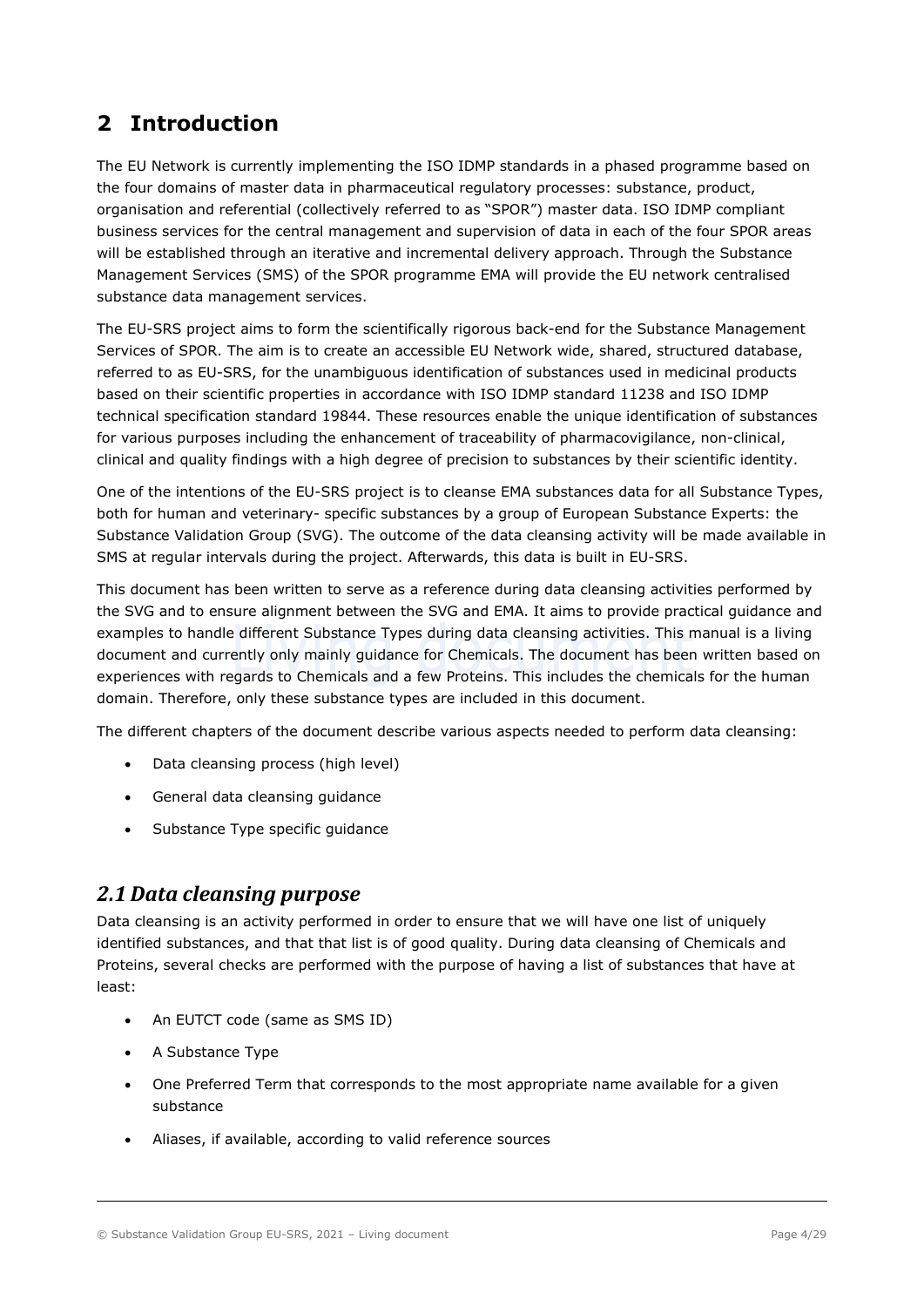# 2 Introduction

The EU Network is currently implementing the ISO IDMP standards in a phased programme based on the four domains of master data in pharmaceutical regulatory processes: substance, product, organisation and referential (collectively referred to as "SPOR") master data. ISO IDMP compliant business services for the central management and supervision of data in each of the four SPOR areas will be established through an iterative and incremental delivery approach. Through the Substance Management Services (SMS) of the SPOR programme EMA will provide the EU network centralised substance data management services.

The EU-SRS project aims to form the scientifically rigorous back-end for the Substance Management Services of SPOR. The aim is to create an accessible EU Network wide, shared, structured database, referred to as EU-SRS, for the unambiguous identification of substances used in medicinal products based on their scientific properties in accordance with ISO IDMP standard 11238 and ISO IDMP technical specification standard 19844. These resources enable the unique identification of substances for various purposes including the enhancement of traceability of pharmacovigilance, non-clinical, clinical and quality findings with a high degree of precision to substances by their scientific identity.

One of the intentions of the EU-SRS project is to cleanse EMA substances data for all Substance Types, both for human and veterinary- specific substances by a group of European Substance Experts: the Substance Validation Group (SVG). The outcome of the data cleansing activity will be made available in SMS at regular intervals during the project. Afterwards, this data is built in EU-SRS.

This document has been written to serve as a reference during data cleansing activities performed by the SVG and to ensure alignment between the SVG and EMA. It aims to provide practical guidance and examples to handle different Substance Types during data cleansing activities. This manual is a living document and currently only mainly guidance for Chemicals. The document has been written based on experiences with regards to Chemicals and a few Proteins. This includes the chemicals for the human domain. Therefore, only these substance types are included in this document.

The different chapters of the document describe various aspects needed to perform data cleansing:

- Data cleansing process (high level)
- General data cleansing guidance
- Substance Type specific guidance

## 2.1 Data cleansing purpose

Data cleansing is an activity performed in order to ensure that we will have one list of uniquely identified substances, and that that list is of good quality. During data cleansing of Chemicals and Proteins, several checks are performed with the purpose of having a list of substances that have at least:

- An EUTCT code (same as SMS ID)
- A Substance Type
- One Preferred Term that corresponds to the most appropriate name available for a given substance
- Aliases, if available, according to valid reference sources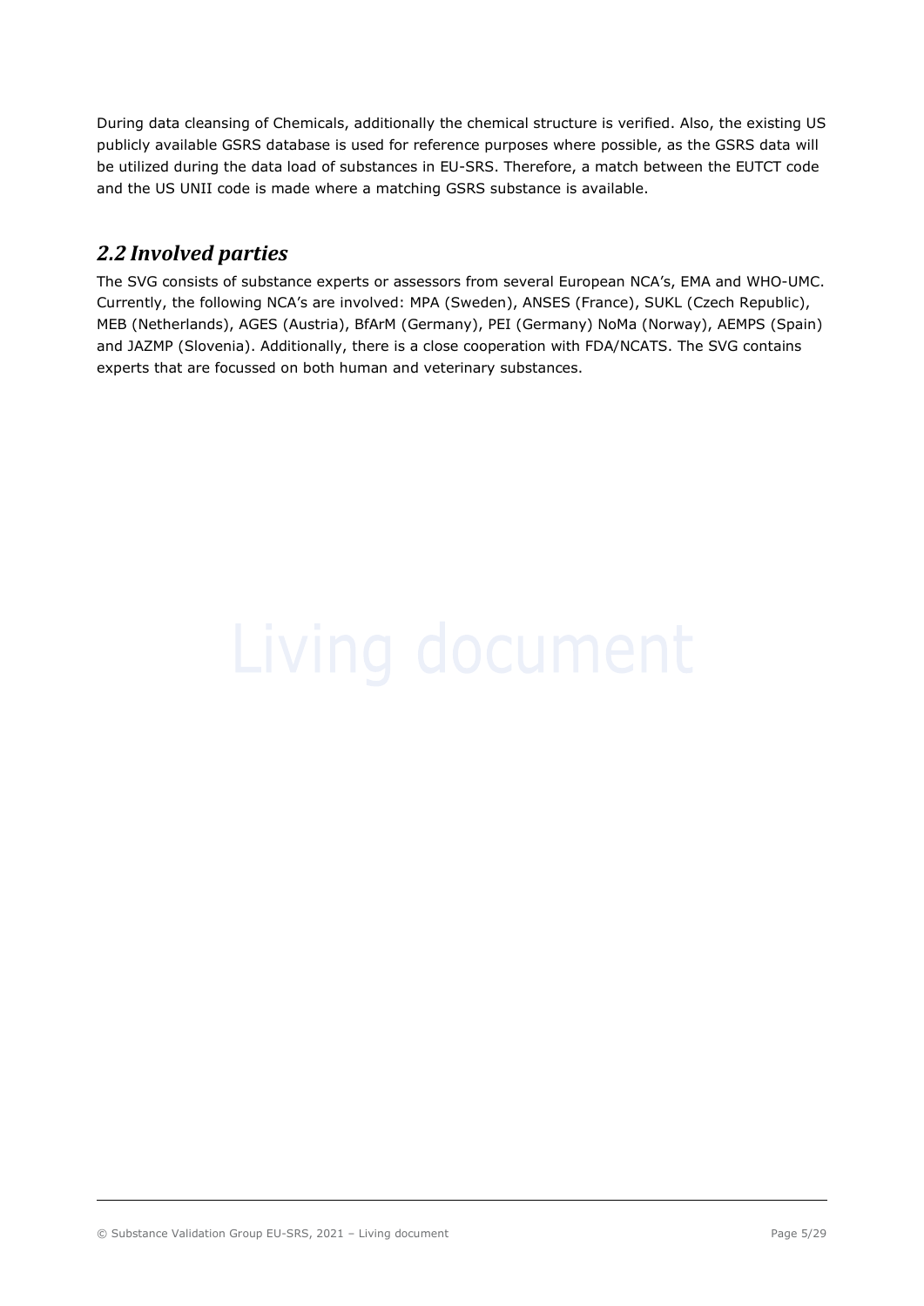During data cleansing of Chemicals, additionally the chemical structure is verified. Also, the existing US publicly available GSRS database is used for reference purposes where possible, as the GSRS data will be utilized during the data load of substances in EU-SRS. Therefore, a match between the EUTCT code and the US UNII code is made where a matching GSRS substance is available.

## *2.2 Involved parties*

The SVG consists of substance experts or assessors from several European NCA's, EMA and WHO-UMC. Currently, the following NCA's are involved: MPA (Sweden), ANSES (France), SUKL (Czech Republic), MEB (Netherlands), AGES (Austria), BfArM (Germany), PEI (Germany) NoMa (Norway), AEMPS (Spain) and JAZMP (Slovenia). Additionally, there is a close cooperation with FDA/NCATS. The SVG contains experts that are focussed on both human and veterinary substances.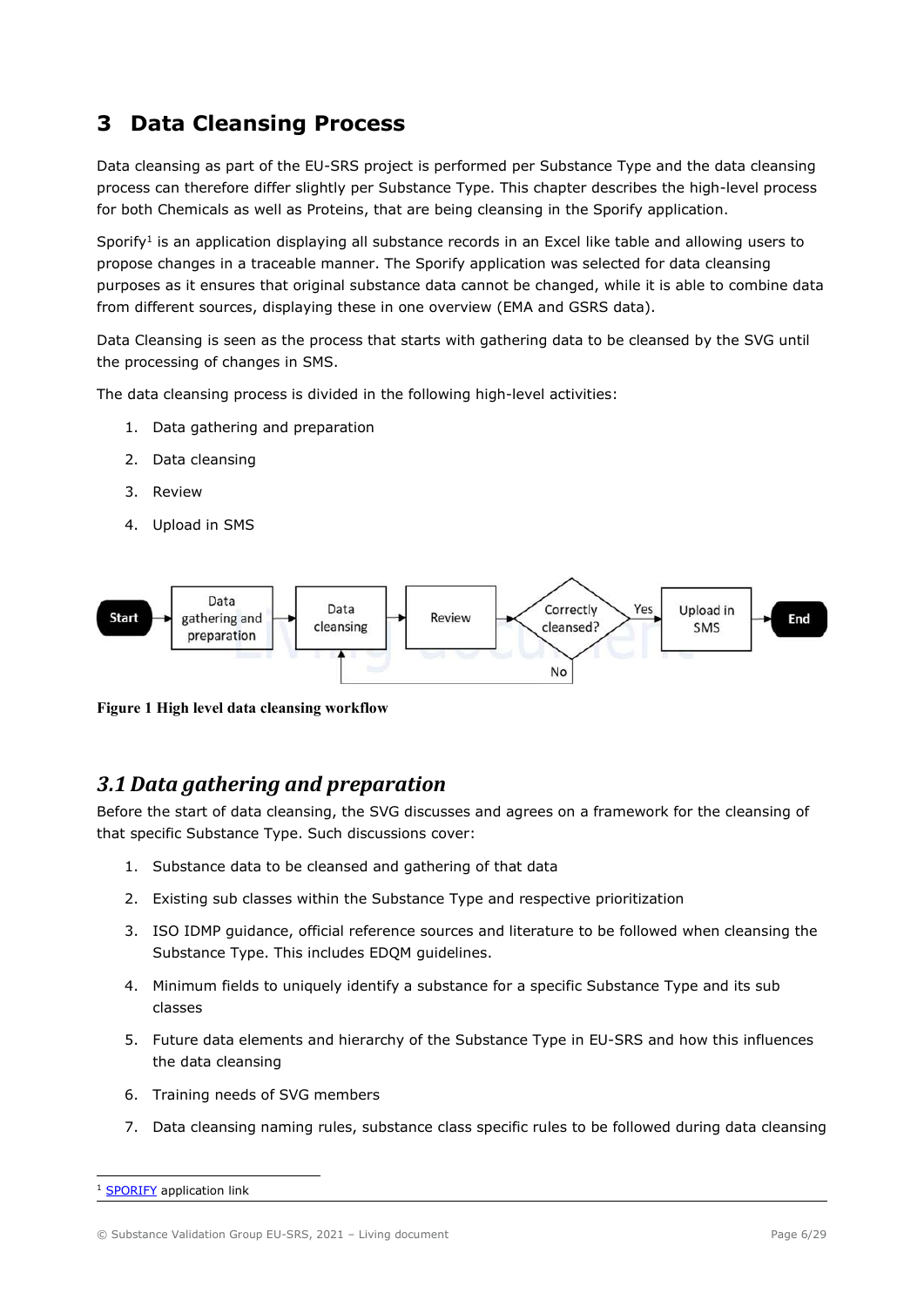## 3 Data Cleansing Process

Data cleansing as part of the EU-SRS project is performed per Substance Type and the data cleansing process can therefore differ slightly per Substance Type. This chapter describes the high-level process for both Chemicals as well as Proteins, that are being cleansing in the Sporify application.

Sporify[1] is an application displaying all substance records in an Excel like table and allowing users to propose changes in a traceable manner. The Sporify application was selected for data cleansing purposes as it ensures that original substance data cannot be changed, while it is able to combine data from different sources, displaying these in one overview (EMA and GSRS data).

Data Cleansing is seen as the process that starts with gathering data to be cleansed by the SVG until the processing of changes in SMS.

The data cleansing process is divided in the following high-level activities:

1. Data gathering and preparation
2. Data cleansing
3. Review
4. Upload in SMS

Start → Data gathering and preparation → Data cleansing → Review → Correctly cleansed? — Yes → Upload in SMS → End; No → Data cleansing

**Figure 1 High level data cleansing workflow**

### *3.1 Data gathering and preparation*

Before the start of data cleansing, the SVG discusses and agrees on a framework for the cleansing of that specific Substance Type. Such discussions cover:

1. Substance data to be cleansed and gathering of that data
2. Existing sub classes within the Substance Type and respective prioritization
3. ISO IDMP guidance, official reference sources and literature to be followed when cleansing the Substance Type. This includes EDQM guidelines.
4. Minimum fields to uniquely identify a substance for a specific Substance Type and its sub classes
5. Future data elements and hierarchy of the Substance Type in EU-SRS and how this influences the data cleansing
6. Training needs of SVG members
7. Data cleansing naming rules, substance class specific rules to be followed during data cleansing

[1] SPORIFY application link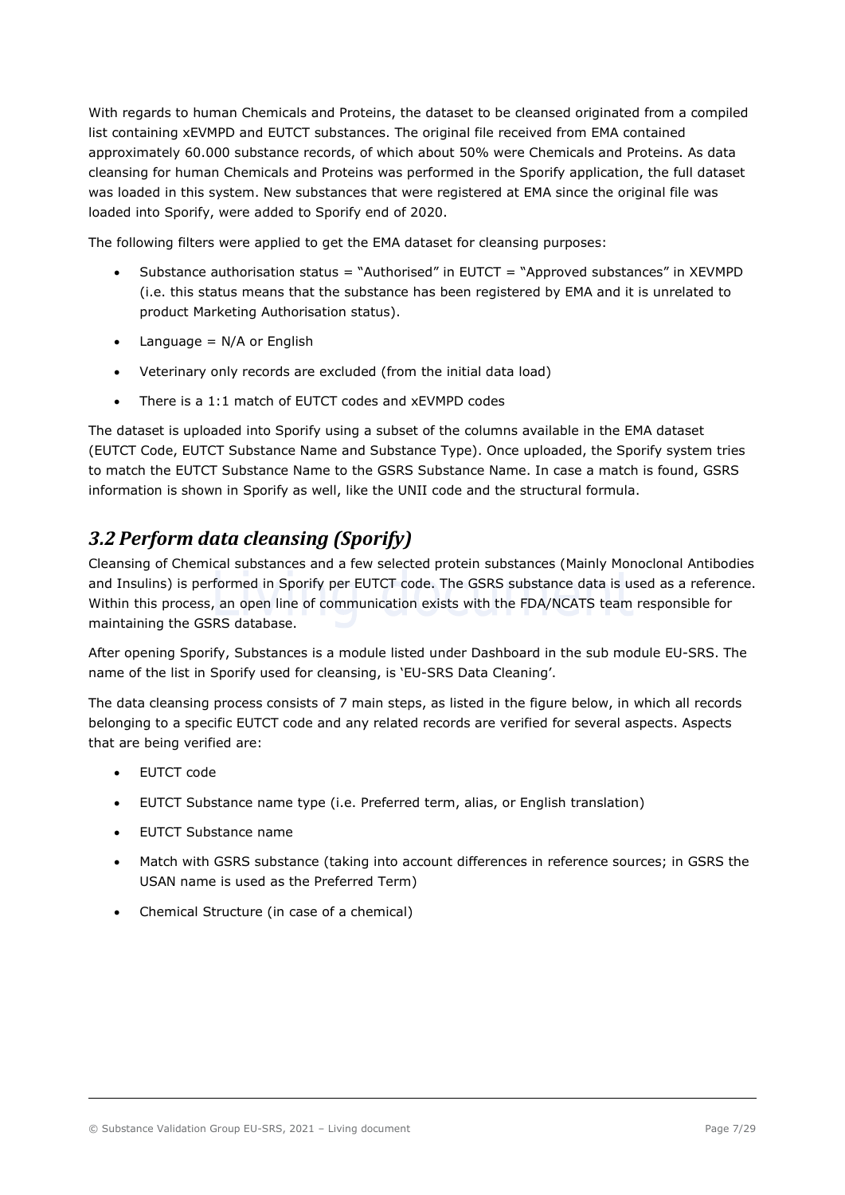With regards to human Chemicals and Proteins, the dataset to be cleansed originated from a compiled list containing xEVMPD and EUTCT substances. The original file received from EMA contained approximately 60.000 substance records, of which about 50% were Chemicals and Proteins. As data cleansing for human Chemicals and Proteins was performed in the Sporify application, the full dataset was loaded in this system. New substances that were registered at EMA since the original file was loaded into Sporify, were added to Sporify end of 2020.

The following filters were applied to get the EMA dataset for cleansing purposes:

- Substance authorisation status = "Authorised" in EUTCT = "Approved substances" in XEVMPD (i.e. this status means that the substance has been registered by EMA and it is unrelated to product Marketing Authorisation status).
- Language = N/A or English
- Veterinary only records are excluded (from the initial data load)
- There is a 1:1 match of EUTCT codes and xEVMPD codes

The dataset is uploaded into Sporify using a subset of the columns available in the EMA dataset (EUTCT Code, EUTCT Substance Name and Substance Type). Once uploaded, the Sporify system tries to match the EUTCT Substance Name to the GSRS Substance Name. In case a match is found, GSRS information is shown in Sporify as well, like the UNII code and the structural formula.

## *3.2 Perform data cleansing (Sporify)*

Cleansing of Chemical substances and a few selected protein substances (Mainly Monoclonal Antibodies and Insulins) is performed in Sporify per EUTCT code. The GSRS substance data is used as a reference. Within this process, an open line of communication exists with the FDA/NCATS team responsible for maintaining the GSRS database.

After opening Sporify, Substances is a module listed under Dashboard in the sub module EU-SRS. The name of the list in Sporify used for cleansing, is 'EU-SRS Data Cleaning'.

The data cleansing process consists of 7 main steps, as listed in the figure below, in which all records belonging to a specific EUTCT code and any related records are verified for several aspects. Aspects that are being verified are:

- EUTCT code
- EUTCT Substance name type (i.e. Preferred term, alias, or English translation)
- EUTCT Substance name
- Match with GSRS substance (taking into account differences in reference sources; in GSRS the USAN name is used as the Preferred Term)
- Chemical Structure (in case of a chemical)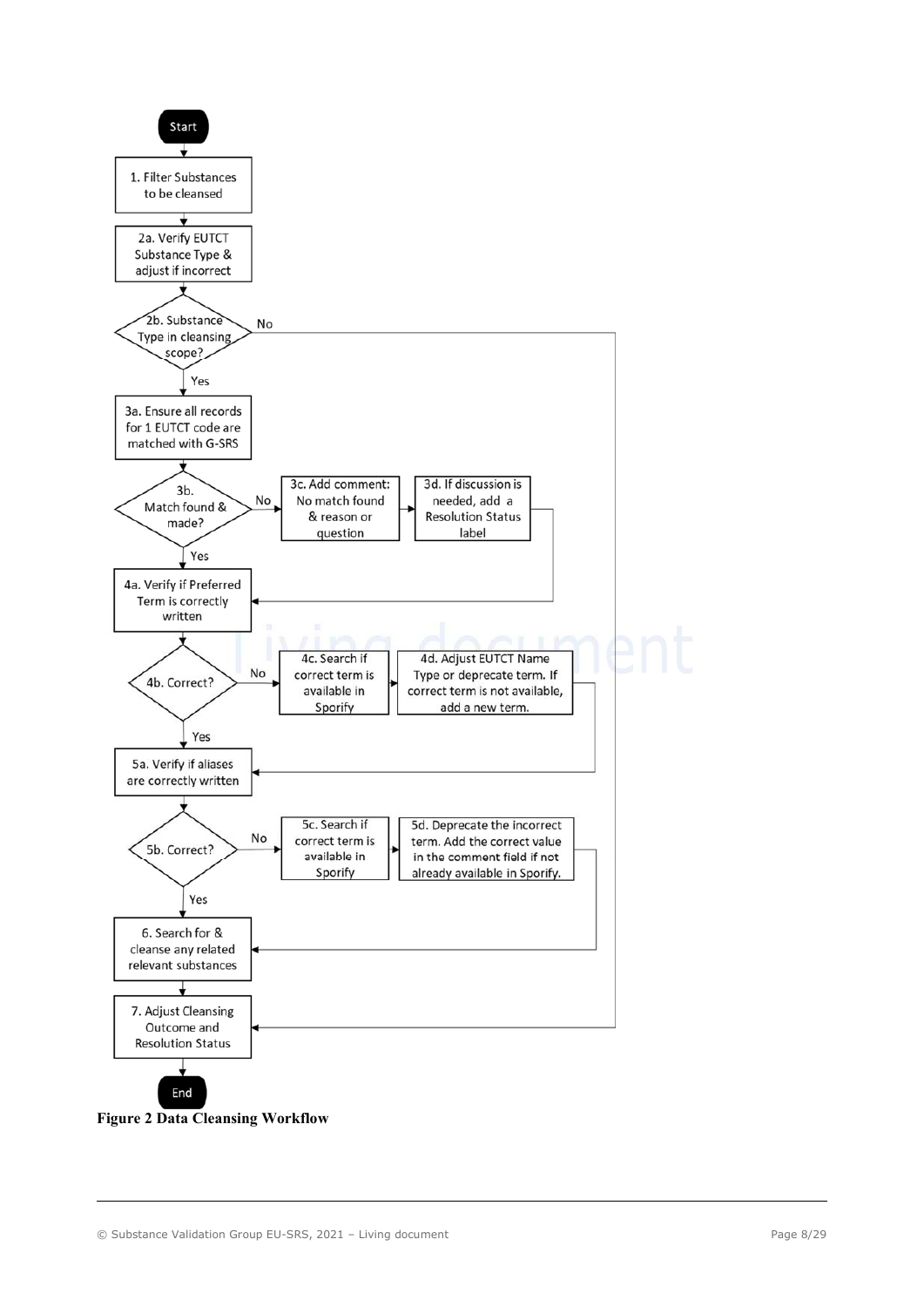Start

1. Filter Substances to be cleansed

2a. Verify EUTCT Substance Type & adjust if incorrect

2b. Substance Type in cleansing scope?
- No → 7
- Yes → 3a

3a. Ensure all records for 1 EUTCT code are matched with G-SRS

3b. Match found & made?
- Yes → 4a
- No → 3c

3c. Add comment: No match found & reason or question

3d. If discussion is needed, add a Resolution Status label → 4a

4a. Verify if Preferred Term is correctly written

4b. Correct?
- Yes → 5a
- No → 4c

4c. Search if correct term is available in Sporify

4d. Adjust EUTCT Name Type or deprecate term. If correct term is not available, add a new term. → 5a

5a. Verify if aliases are correctly written

5b. Correct?
- Yes → 6
- No → 5c

5c. Search if correct term is available in Sporify

5d. Deprecate the incorrect term. Add the correct value in the comment field if not already available in Sporify. → 6

6. Search for & cleanse any related relevant substances

7. Adjust Cleansing Outcome and Resolution Status

End

**Figure 2 Data Cleansing Workflow**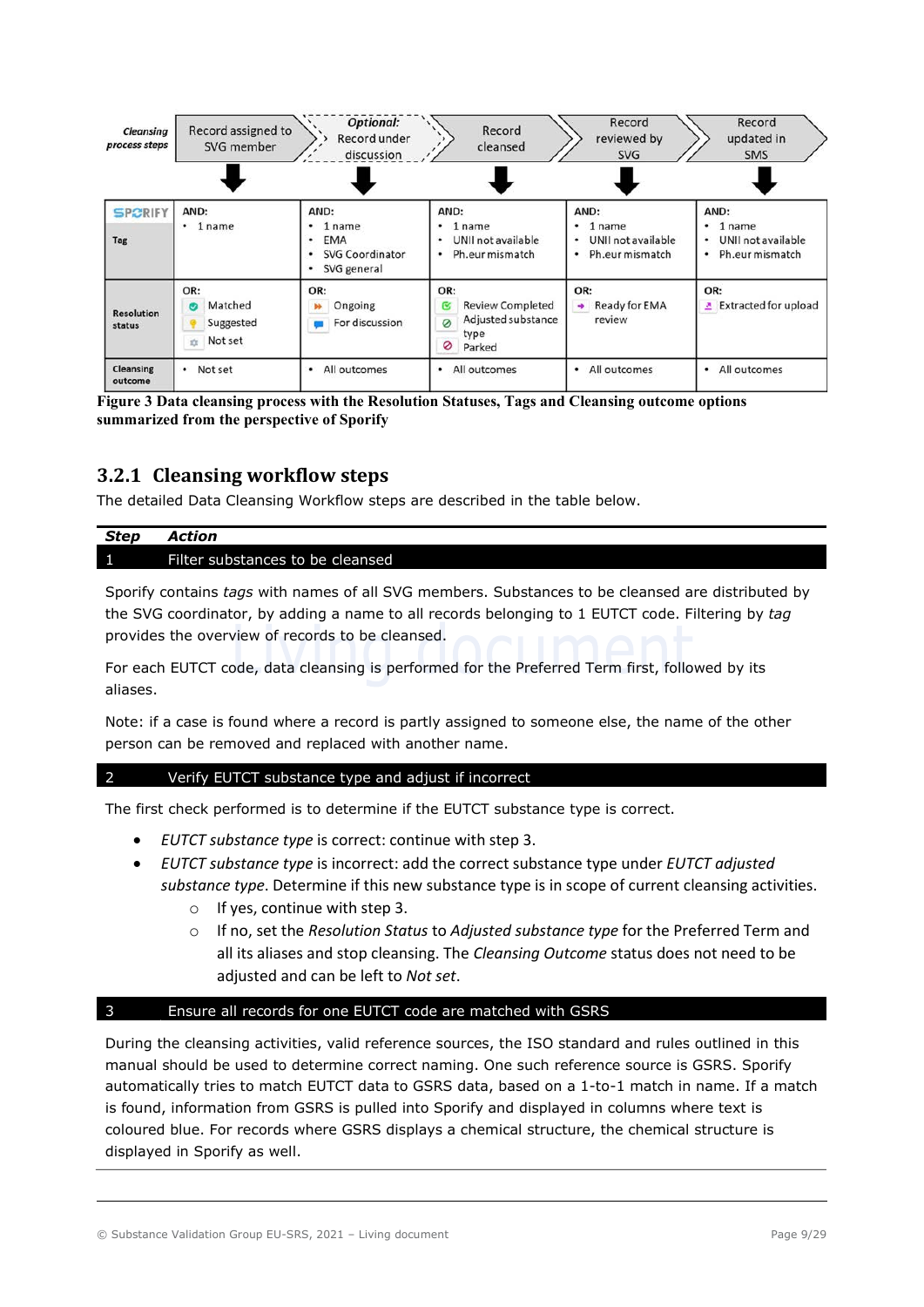| Cleansing process steps | Record assigned to SVG member | Optional: Record under discussion | Record cleansed | Record reviewed by SVG | Record updated in SMS |
|---|---|---|---|---|---|
| SPORIFY Tag | AND: • 1 name | AND: • 1 name • EMA • SVG Coordinator • SVG general | AND: • 1 name • UNII not available • Ph.eur mismatch | AND: • 1 name • UNII not available • Ph.eur mismatch | AND: • 1 name • UNII not available • Ph.eur mismatch |
| Resolution status | OR: Matched, Suggested, Not set | OR: Ongoing, For discussion | OR: Review Completed, Adjusted substance type, Parked | OR: Ready for EMA review | OR: Extracted for upload |
| Cleansing outcome | • Not set | • All outcomes | • All outcomes | • All outcomes | • All outcomes |

**Figure 3 Data cleansing process with the Resolution Statuses, Tags and Cleansing outcome options summarized from the perspective of Sporify**

### 3.2.1 Cleansing workflow steps

The detailed Data Cleansing Workflow steps are described in the table below.

| Step | Action |
|---|---|
| 1 | Filter substances to be cleansed |

Sporify contains *tags* with names of all SVG members. Substances to be cleansed are distributed by the SVG coordinator, by adding a name to all records belonging to 1 EUTCT code. Filtering by *tag* provides the overview of records to be cleansed.

For each EUTCT code, data cleansing is performed for the Preferred Term first, followed by its aliases.

Note: if a case is found where a record is partly assigned to someone else, the name of the other person can be removed and replaced with another name.

| 2 | Verify EUTCT substance type and adjust if incorrect |
|---|---|

The first check performed is to determine if the EUTCT substance type is correct.

- *EUTCT substance type* is correct: continue with step 3.
- *EUTCT substance type* is incorrect: add the correct substance type under *EUTCT adjusted substance type*. Determine if this new substance type is in scope of current cleansing activities.
  - If yes, continue with step 3.
  - If no, set the *Resolution Status* to *Adjusted substance type* for the Preferred Term and all its aliases and stop cleansing. The *Cleansing Outcome* status does not need to be adjusted and can be left to *Not set*.

| 3 | Ensure all records for one EUTCT code are matched with GSRS |
|---|---|

During the cleansing activities, valid reference sources, the ISO standard and rules outlined in this manual should be used to determine correct naming. One such reference source is GSRS. Sporify automatically tries to match EUTCT data to GSRS data, based on a 1-to-1 match in name. If a match is found, information from GSRS is pulled into Sporify and displayed in columns where text is coloured blue. For records where GSRS displays a chemical structure, the chemical structure is displayed in Sporify as well.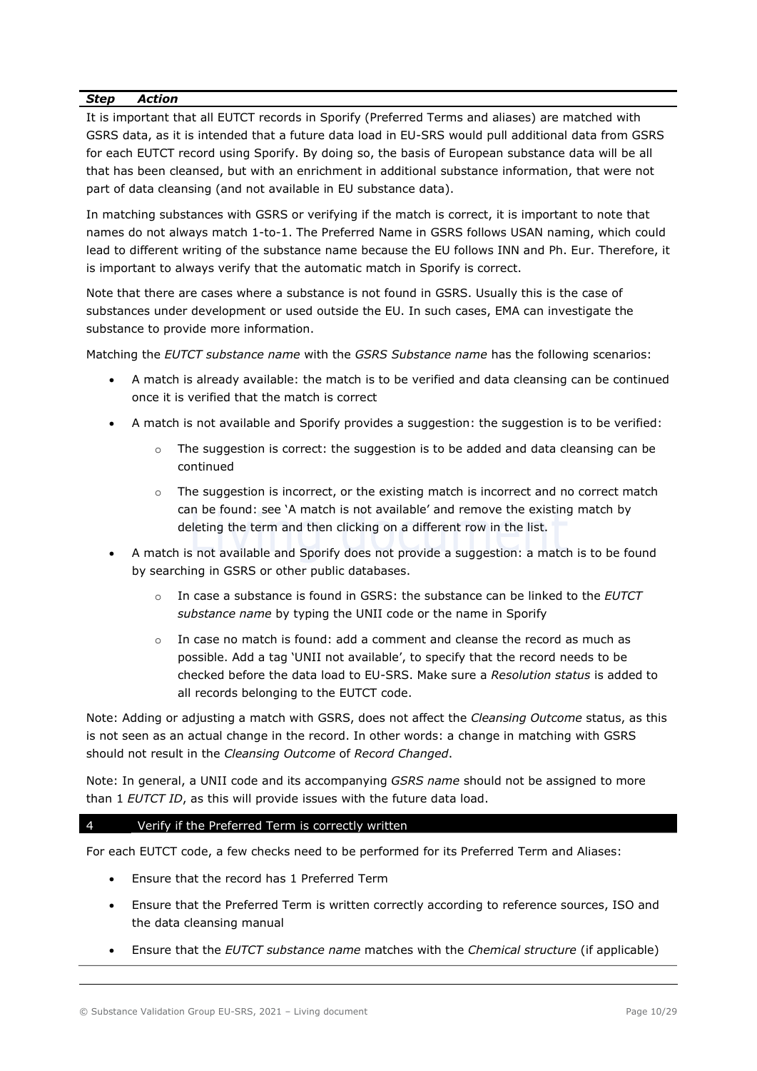| *Step* | *Action* |
|---|---|

It is important that all EUTCT records in Sporify (Preferred Terms and aliases) are matched with GSRS data, as it is intended that a future data load in EU-SRS would pull additional data from GSRS for each EUTCT record using Sporify. By doing so, the basis of European substance data will be all that has been cleansed, but with an enrichment in additional substance information, that were not part of data cleansing (and not available in EU substance data).

In matching substances with GSRS or verifying if the match is correct, it is important to note that names do not always match 1-to-1. The Preferred Name in GSRS follows USAN naming, which could lead to different writing of the substance name because the EU follows INN and Ph. Eur. Therefore, it is important to always verify that the automatic match in Sporify is correct.

Note that there are cases where a substance is not found in GSRS. Usually this is the case of substances under development or used outside the EU. In such cases, EMA can investigate the substance to provide more information.

Matching the *EUTCT substance name* with the *GSRS Substance name* has the following scenarios:

- A match is already available: the match is to be verified and data cleansing can be continued once it is verified that the match is correct
- A match is not available and Sporify provides a suggestion: the suggestion is to be verified:
  - The suggestion is correct: the suggestion is to be added and data cleansing can be continued
  - The suggestion is incorrect, or the existing match is incorrect and no correct match can be found: see 'A match is not available' and remove the existing match by deleting the term and then clicking on a different row in the list.
- A match is not available and Sporify does not provide a suggestion: a match is to be found by searching in GSRS or other public databases.
  - In case a substance is found in GSRS: the substance can be linked to the *EUTCT substance name* by typing the UNII code or the name in Sporify
  - In case no match is found: add a comment and cleanse the record as much as possible. Add a tag 'UNII not available', to specify that the record needs to be checked before the data load to EU-SRS. Make sure a *Resolution status* is added to all records belonging to the EUTCT code.

Note: Adding or adjusting a match with GSRS, does not affect the *Cleansing Outcome* status, as this is not seen as an actual change in the record. In other words: a change in matching with GSRS should not result in the *Cleansing Outcome* of *Record Changed*.

Note: In general, a UNII code and its accompanying *GSRS name* should not be assigned to more than 1 *EUTCT ID*, as this will provide issues with the future data load.

| 4 | Verify if the Preferred Term is correctly written |
|---|---|

For each EUTCT code, a few checks need to be performed for its Preferred Term and Aliases:

- Ensure that the record has 1 Preferred Term
- Ensure that the Preferred Term is written correctly according to reference sources, ISO and the data cleansing manual
- Ensure that the *EUTCT substance name* matches with the *Chemical structure* (if applicable)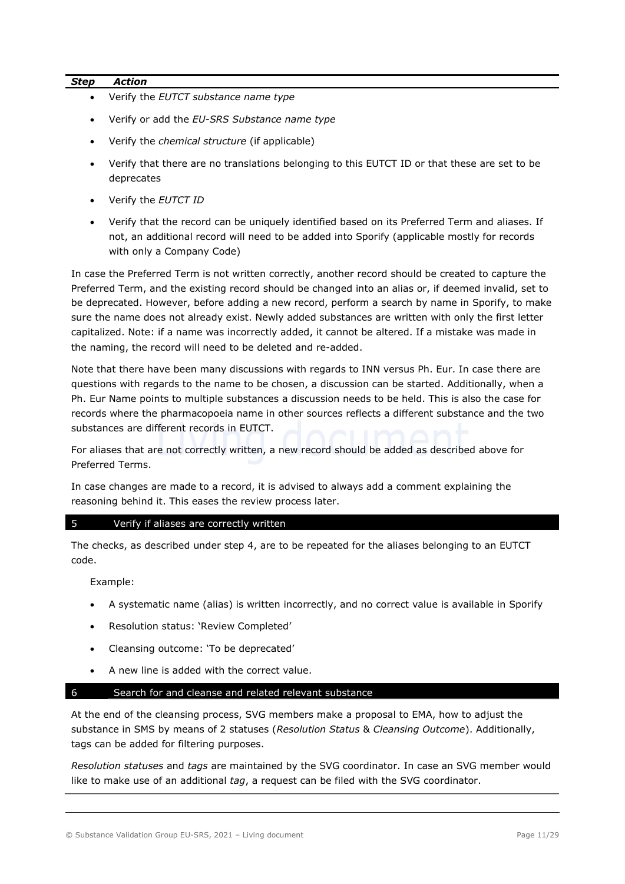| Step | Action |
|---|---|

- Verify the *EUTCT substance name type*
- Verify or add the *EU-SRS Substance name type*
- Verify the *chemical structure* (if applicable)
- Verify that there are no translations belonging to this EUTCT ID or that these are set to be deprecates
- Verify the *EUTCT ID*
- Verify that the record can be uniquely identified based on its Preferred Term and aliases. If not, an additional record will need to be added into Sporify (applicable mostly for records with only a Company Code)

In case the Preferred Term is not written correctly, another record should be created to capture the Preferred Term, and the existing record should be changed into an alias or, if deemed invalid, set to be deprecated. However, before adding a new record, perform a search by name in Sporify, to make sure the name does not already exist. Newly added substances are written with only the first letter capitalized. Note: if a name was incorrectly added, it cannot be altered. If a mistake was made in the naming, the record will need to be deleted and re-added.

Note that there have been many discussions with regards to INN versus Ph. Eur. In case there are questions with regards to the name to be chosen, a discussion can be started. Additionally, when a Ph. Eur Name points to multiple substances a discussion needs to be held. This is also the case for records where the pharmacopoeia name in other sources reflects a different substance and the two substances are different records in EUTCT.

For aliases that are not correctly written, a new record should be added as described above for Preferred Terms.

In case changes are made to a record, it is advised to always add a comment explaining the reasoning behind it. This eases the review process later.

**5 Verify if aliases are correctly written**

The checks, as described under step 4, are to be repeated for the aliases belonging to an EUTCT code.

Example:

- A systematic name (alias) is written incorrectly, and no correct value is available in Sporify
- Resolution status: 'Review Completed'
- Cleansing outcome: 'To be deprecated'
- A new line is added with the correct value.

**6 Search for and cleanse and related relevant substance**

At the end of the cleansing process, SVG members make a proposal to EMA, how to adjust the substance in SMS by means of 2 statuses (*Resolution Status* & *Cleansing Outcome*). Additionally, tags can be added for filtering purposes.

*Resolution statuses* and *tags* are maintained by the SVG coordinator. In case an SVG member would like to make use of an additional *tag*, a request can be filed with the SVG coordinator.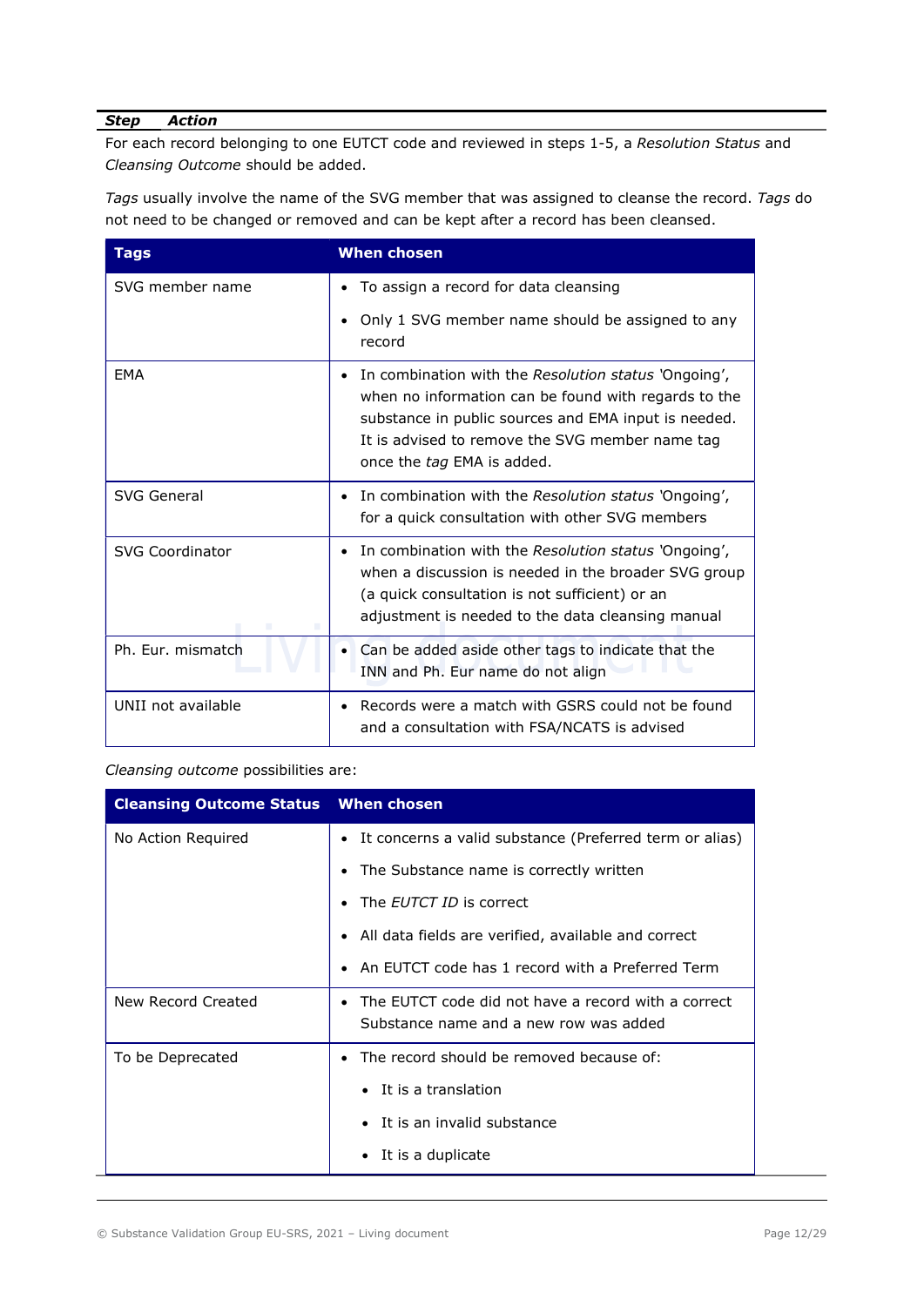| *Step* | *Action* |
|---|---|

For each record belonging to one EUTCT code and reviewed in steps 1-5, a *Resolution Status* and *Cleansing Outcome* should be added.

*Tags* usually involve the name of the SVG member that was assigned to cleanse the record. *Tags* do not need to be changed or removed and can be kept after a record has been cleansed.

| Tags | When chosen |
|---|---|
| SVG member name | • To assign a record for data cleansing<br>• Only 1 SVG member name should be assigned to any record |
| EMA | • In combination with the *Resolution status* 'Ongoing', when no information can be found with regards to the substance in public sources and EMA input is needed. It is advised to remove the SVG member name tag once the *tag* EMA is added. |
| SVG General | • In combination with the *Resolution status* 'Ongoing', for a quick consultation with other SVG members |
| SVG Coordinator | • In combination with the *Resolution status* 'Ongoing', when a discussion is needed in the broader SVG group (a quick consultation is not sufficient) or an adjustment is needed to the data cleansing manual |
| Ph. Eur. mismatch | • Can be added aside other tags to indicate that the INN and Ph. Eur name do not align |
| UNII not available | • Records were a match with GSRS could not be found and a consultation with FSA/NCATS is advised |

*Cleansing outcome* possibilities are:

| Cleansing Outcome Status | When chosen |
|---|---|
| No Action Required | • It concerns a valid substance (Preferred term or alias)<br>• The Substance name is correctly written<br>• The *EUTCT ID* is correct<br>• All data fields are verified, available and correct<br>• An EUTCT code has 1 record with a Preferred Term |
| New Record Created | • The EUTCT code did not have a record with a correct Substance name and a new row was added |
| To be Deprecated | • The record should be removed because of:<br>  • It is a translation<br>  • It is an invalid substance<br>  • It is a duplicate |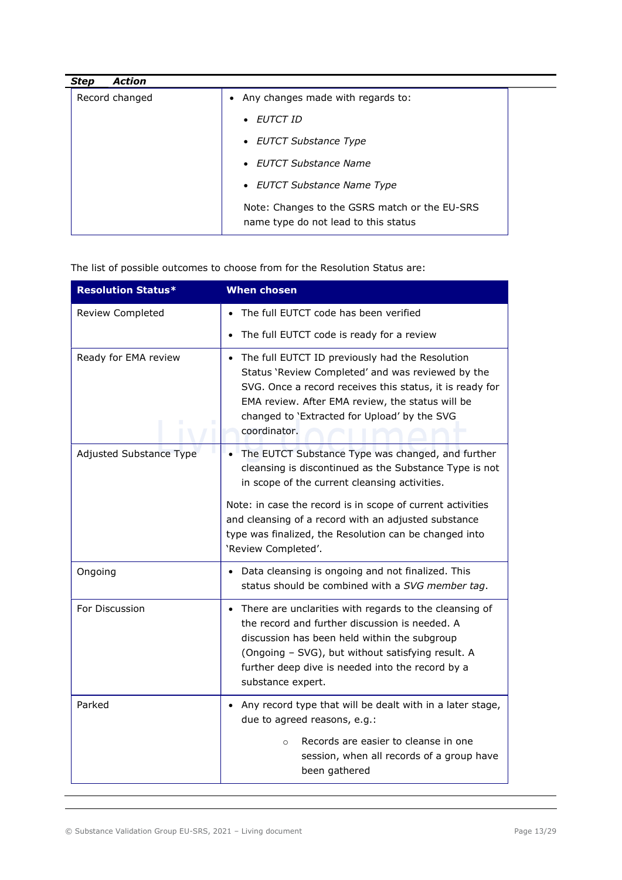| Step | Action |
|---|---|
| Record changed | • Any changes made with regards to:<br>• *EUTCT ID*<br>• *EUTCT Substance Type*<br>• *EUTCT Substance Name*<br>• *EUTCT Substance Name Type*<br>Note: Changes to the GSRS match or the EU-SRS name type do not lead to this status |

The list of possible outcomes to choose from for the Resolution Status are:

| Resolution Status* | When chosen |
|---|---|
| Review Completed | • The full EUTCT code has been verified<br>• The full EUTCT code is ready for a review |
| Ready for EMA review | • The full EUTCT ID previously had the Resolution Status 'Review Completed' and was reviewed by the SVG. Once a record receives this status, it is ready for EMA review. After EMA review, the status will be changed to 'Extracted for Upload' by the SVG coordinator. |
| Adjusted Substance Type | • The EUTCT Substance Type was changed, and further cleansing is discontinued as the Substance Type is not in scope of the current cleansing activities.<br>Note: in case the record is in scope of current activities and cleansing of a record with an adjusted substance type was finalized, the Resolution can be changed into 'Review Completed'. |
| Ongoing | • Data cleansing is ongoing and not finalized. This status should be combined with a *SVG member tag*. |
| For Discussion | • There are unclarities with regards to the cleansing of the record and further discussion is needed. A discussion has been held within the subgroup (Ongoing – SVG), but without satisfying result. A further deep dive is needed into the record by a substance expert. |
| Parked | • Any record type that will be dealt with in a later stage, due to agreed reasons, e.g.:<br>○ Records are easier to cleanse in one session, when all records of a group have been gathered |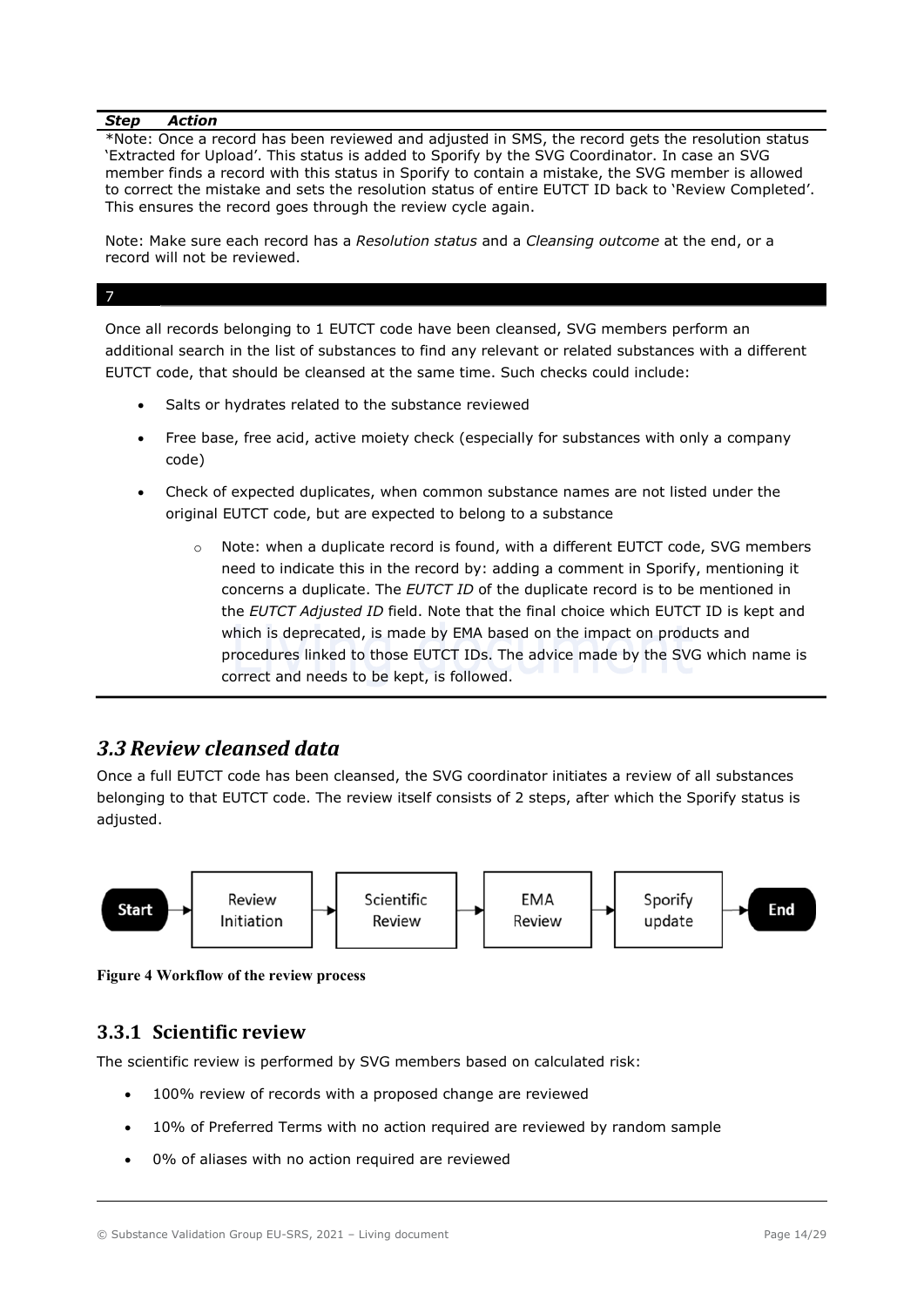| *Step* | *Action* |
|---|---|
| | *Note: Once a record has been reviewed and adjusted in SMS, the record gets the resolution status 'Extracted for Upload'. This status is added to Sporify by the SVG Coordinator. In case an SVG member finds a record with this status in Sporify to contain a mistake, the SVG member is allowed to correct the mistake and sets the resolution status of entire EUTCT ID back to 'Review Completed'. This ensures the record goes through the review cycle again.<br><br>Note: Make sure each record has a *Resolution status* and a *Cleansing outcome* at the end, or a record will not be reviewed. |
| 7 | |

Once all records belonging to 1 EUTCT code have been cleansed, SVG members perform an additional search in the list of substances to find any relevant or related substances with a different EUTCT code, that should be cleansed at the same time. Such checks could include:

- Salts or hydrates related to the substance reviewed
- Free base, free acid, active moiety check (especially for substances with only a company code)
- Check of expected duplicates, when common substance names are not listed under the original EUTCT code, but are expected to belong to a substance
    - Note: when a duplicate record is found, with a different EUTCT code, SVG members need to indicate this in the record by: adding a comment in Sporify, mentioning it concerns a duplicate. The *EUTCT ID* of the duplicate record is to be mentioned in the *EUTCT Adjusted ID* field. Note that the final choice which EUTCT ID is kept and which is deprecated, is made by EMA based on the impact on products and procedures linked to those EUTCT IDs. The advice made by the SVG which name is correct and needs to be kept, is followed.

## *3.3 Review cleansed data*

Once a full EUTCT code has been cleansed, the SVG coordinator initiates a review of all substances belonging to that EUTCT code. The review itself consists of 2 steps, after which the Sporify status is adjusted.

Start → Review Initiation → Scientific Review → EMA Review → Sporify update → End

**Figure 4 Workflow of the review process**

### 3.3.1 Scientific review

The scientific review is performed by SVG members based on calculated risk:

- 100% review of records with a proposed change are reviewed
- 10% of Preferred Terms with no action required are reviewed by random sample
- 0% of aliases with no action required are reviewed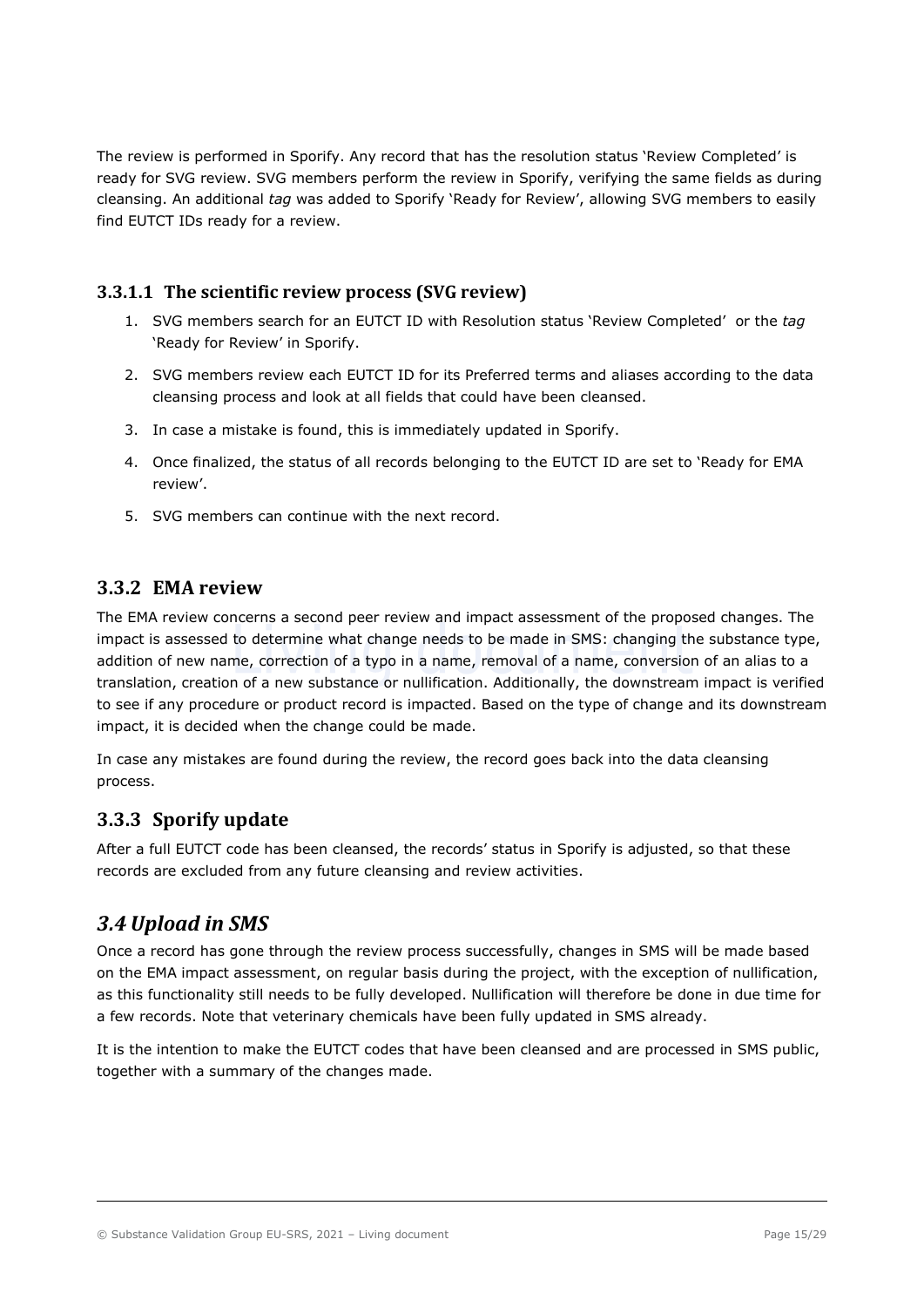The review is performed in Sporify. Any record that has the resolution status 'Review Completed' is ready for SVG review. SVG members perform the review in Sporify, verifying the same fields as during cleansing. An additional *tag* was added to Sporify 'Ready for Review', allowing SVG members to easily find EUTCT IDs ready for a review.

#### 3.3.1.1 The scientific review process (SVG review)

1. SVG members search for an EUTCT ID with Resolution status 'Review Completed' or the *tag* 'Ready for Review' in Sporify.
2. SVG members review each EUTCT ID for its Preferred terms and aliases according to the data cleansing process and look at all fields that could have been cleansed.
3. In case a mistake is found, this is immediately updated in Sporify.
4. Once finalized, the status of all records belonging to the EUTCT ID are set to 'Ready for EMA review'.
5. SVG members can continue with the next record.

### 3.3.2 EMA review

The EMA review concerns a second peer review and impact assessment of the proposed changes. The impact is assessed to determine what change needs to be made in SMS: changing the substance type, addition of new name, correction of a typo in a name, removal of a name, conversion of an alias to a translation, creation of a new substance or nullification. Additionally, the downstream impact is verified to see if any procedure or product record is impacted. Based on the type of change and its downstream impact, it is decided when the change could be made.

In case any mistakes are found during the review, the record goes back into the data cleansing process.

### 3.3.3 Sporify update

After a full EUTCT code has been cleansed, the records' status in Sporify is adjusted, so that these records are excluded from any future cleansing and review activities.

## *3.4 Upload in SMS*

Once a record has gone through the review process successfully, changes in SMS will be made based on the EMA impact assessment, on regular basis during the project, with the exception of nullification, as this functionality still needs to be fully developed. Nullification will therefore be done in due time for a few records. Note that veterinary chemicals have been fully updated in SMS already.

It is the intention to make the EUTCT codes that have been cleansed and are processed in SMS public, together with a summary of the changes made.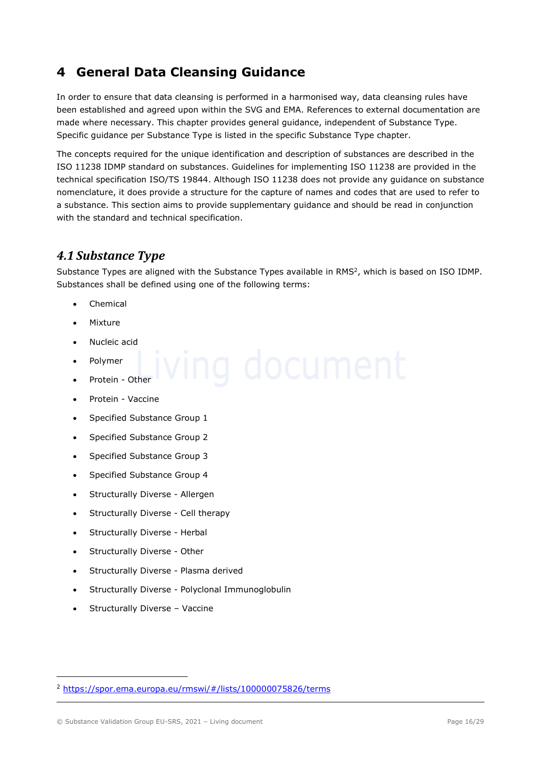# 4 General Data Cleansing Guidance

In order to ensure that data cleansing is performed in a harmonised way, data cleansing rules have been established and agreed upon within the SVG and EMA. References to external documentation are made where necessary. This chapter provides general guidance, independent of Substance Type. Specific guidance per Substance Type is listed in the specific Substance Type chapter.

The concepts required for the unique identification and description of substances are described in the ISO 11238 IDMP standard on substances. Guidelines for implementing ISO 11238 are provided in the technical specification ISO/TS 19844. Although ISO 11238 does not provide any guidance on substance nomenclature, it does provide a structure for the capture of names and codes that are used to refer to a substance. This section aims to provide supplementary guidance and should be read in conjunction with the standard and technical specification.

## *4.1 Substance Type*

Substance Types are aligned with the Substance Types available in RMS[2], which is based on ISO IDMP. Substances shall be defined using one of the following terms:

- Chemical
- Mixture
- Nucleic acid
- Polymer
- Protein - Other
- Protein - Vaccine
- Specified Substance Group 1
- Specified Substance Group 2
- Specified Substance Group 3
- Specified Substance Group 4
- Structurally Diverse - Allergen
- Structurally Diverse - Cell therapy
- Structurally Diverse - Herbal
- Structurally Diverse - Other
- Structurally Diverse - Plasma derived
- Structurally Diverse - Polyclonal Immunoglobulin
- Structurally Diverse – Vaccine

[2] https://spor.ema.europa.eu/rmswi/#/lists/100000075826/terms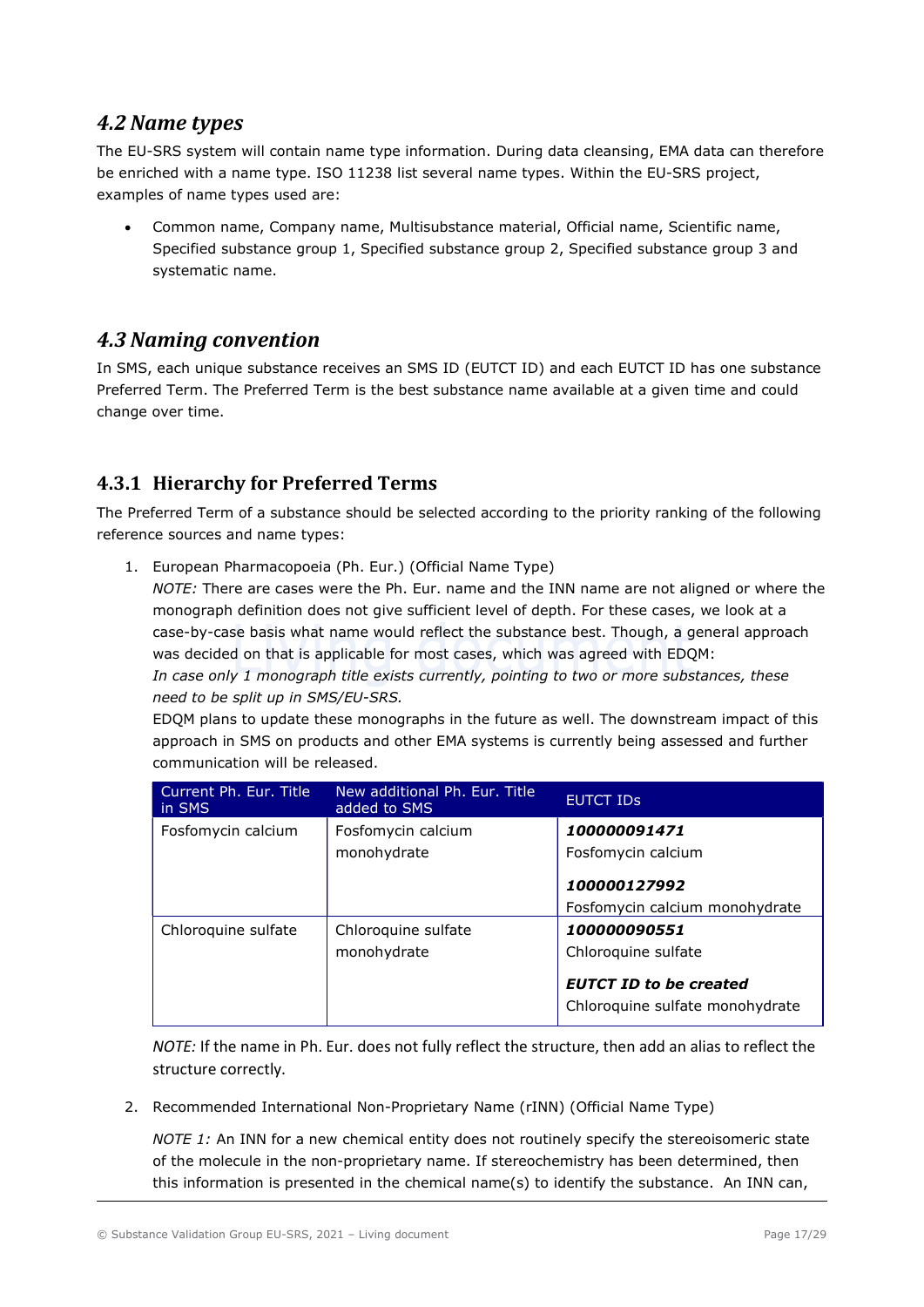## 4.2 Name types

The EU-SRS system will contain name type information. During data cleansing, EMA data can therefore be enriched with a name type. ISO 11238 list several name types. Within the EU-SRS project, examples of name types used are:

- Common name, Company name, Multisubstance material, Official name, Scientific name, Specified substance group 1, Specified substance group 2, Specified substance group 3 and systematic name.

## 4.3 Naming convention

In SMS, each unique substance receives an SMS ID (EUTCT ID) and each EUTCT ID has one substance Preferred Term. The Preferred Term is the best substance name available at a given time and could change over time.

### 4.3.1 Hierarchy for Preferred Terms

The Preferred Term of a substance should be selected according to the priority ranking of the following reference sources and name types:

1. European Pharmacopoeia (Ph. Eur.) (Official Name Type)
   *NOTE:* There are cases were the Ph. Eur. name and the INN name are not aligned or where the monograph definition does not give sufficient level of depth. For these cases, we look at a case-by-case basis what name would reflect the substance best. Though, a general approach was decided on that is applicable for most cases, which was agreed with EDQM:
   *In case only 1 monograph title exists currently, pointing to two or more substances, these need to be split up in SMS/EU-SRS.*
   EDQM plans to update these monographs in the future as well. The downstream impact of this approach in SMS on products and other EMA systems is currently being assessed and further communication will be released.

| Current Ph. Eur. Title in SMS | New additional Ph. Eur. Title added to SMS | EUTCT IDs |
|---|---|---|
| Fosfomycin calcium | Fosfomycin calcium monohydrate | ***100000091471*** Fosfomycin calcium ***100000127992*** Fosfomycin calcium monohydrate |
| Chloroquine sulfate | Chloroquine sulfate monohydrate | ***100000090551*** Chloroquine sulfate ***EUTCT ID to be created*** Chloroquine sulfate monohydrate |

   *NOTE:* If the name in Ph. Eur. does not fully reflect the structure, then add an alias to reflect the structure correctly.

2. Recommended International Non-Proprietary Name (rINN) (Official Name Type)

   *NOTE 1:* An INN for a new chemical entity does not routinely specify the stereoisomeric state of the molecule in the non-proprietary name. If stereochemistry has been determined, then this information is presented in the chemical name(s) to identify the substance. An INN can,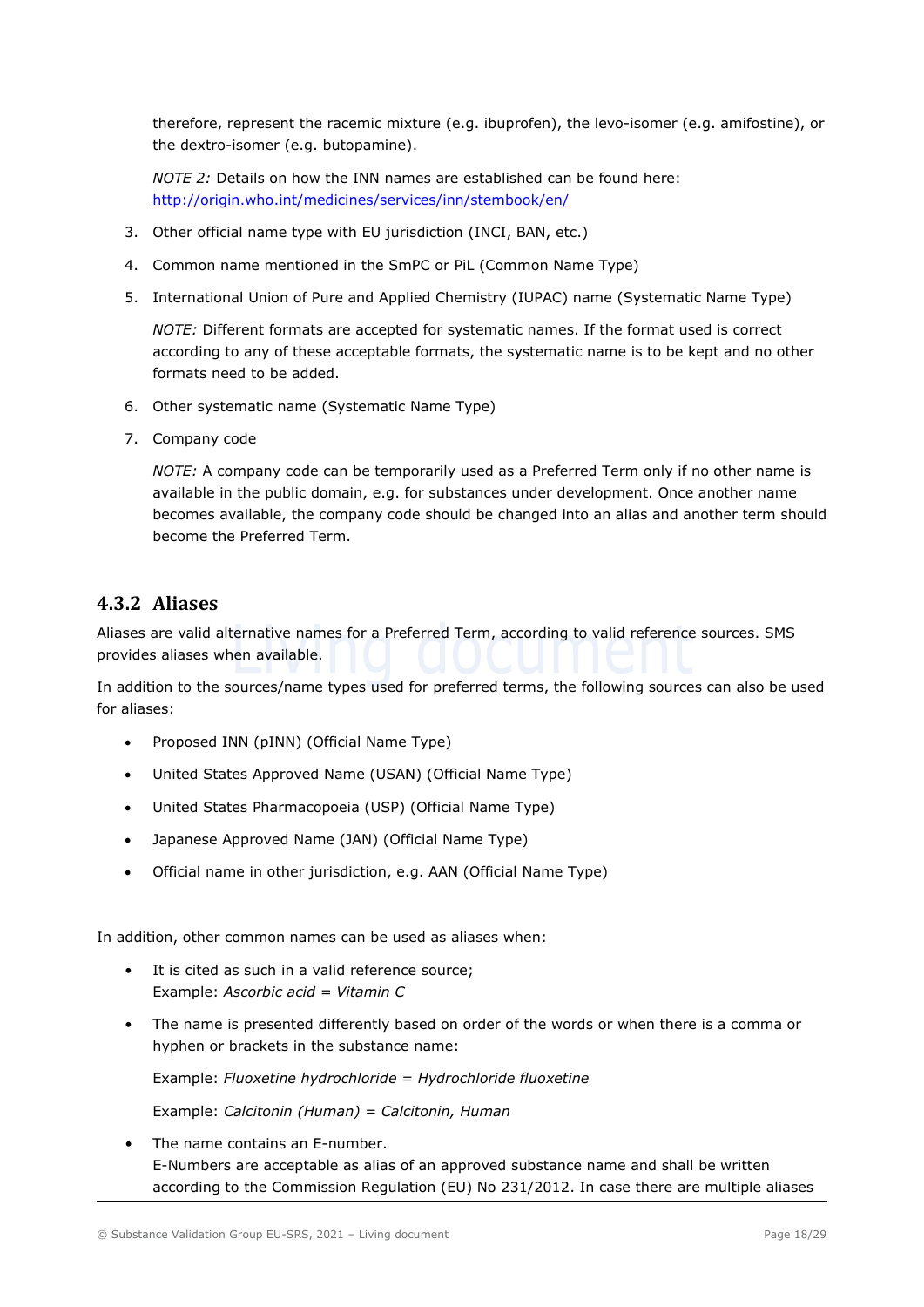therefore, represent the racemic mixture (e.g. ibuprofen), the levo-isomer (e.g. amifostine), or the dextro-isomer (e.g. butopamine).

*NOTE 2:* Details on how the INN names are established can be found here: http://origin.who.int/medicines/services/inn/stembook/en/

3. Other official name type with EU jurisdiction (INCI, BAN, etc.)
4. Common name mentioned in the SmPC or PiL (Common Name Type)
5. International Union of Pure and Applied Chemistry (IUPAC) name (Systematic Name Type)

   *NOTE:* Different formats are accepted for systematic names. If the format used is correct according to any of these acceptable formats, the systematic name is to be kept and no other formats need to be added.

6. Other systematic name (Systematic Name Type)
7. Company code

   *NOTE:* A company code can be temporarily used as a Preferred Term only if no other name is available in the public domain, e.g. for substances under development. Once another name becomes available, the company code should be changed into an alias and another term should become the Preferred Term.

### 4.3.2 Aliases

Aliases are valid alternative names for a Preferred Term, according to valid reference sources. SMS provides aliases when available.

In addition to the sources/name types used for preferred terms, the following sources can also be used for aliases:

- Proposed INN (pINN) (Official Name Type)
- United States Approved Name (USAN) (Official Name Type)
- United States Pharmacopoeia (USP) (Official Name Type)
- Japanese Approved Name (JAN) (Official Name Type)
- Official name in other jurisdiction, e.g. AAN (Official Name Type)

In addition, other common names can be used as aliases when:

- It is cited as such in a valid reference source;
  Example: *Ascorbic acid = Vitamin C*
- The name is presented differently based on order of the words or when there is a comma or hyphen or brackets in the substance name:

  Example: *Fluoxetine hydrochloride = Hydrochloride fluoxetine*

  Example: *Calcitonin (Human) = Calcitonin, Human*

- The name contains an E-number.
  E-Numbers are acceptable as alias of an approved substance name and shall be written according to the Commission Regulation (EU) No 231/2012. In case there are multiple aliases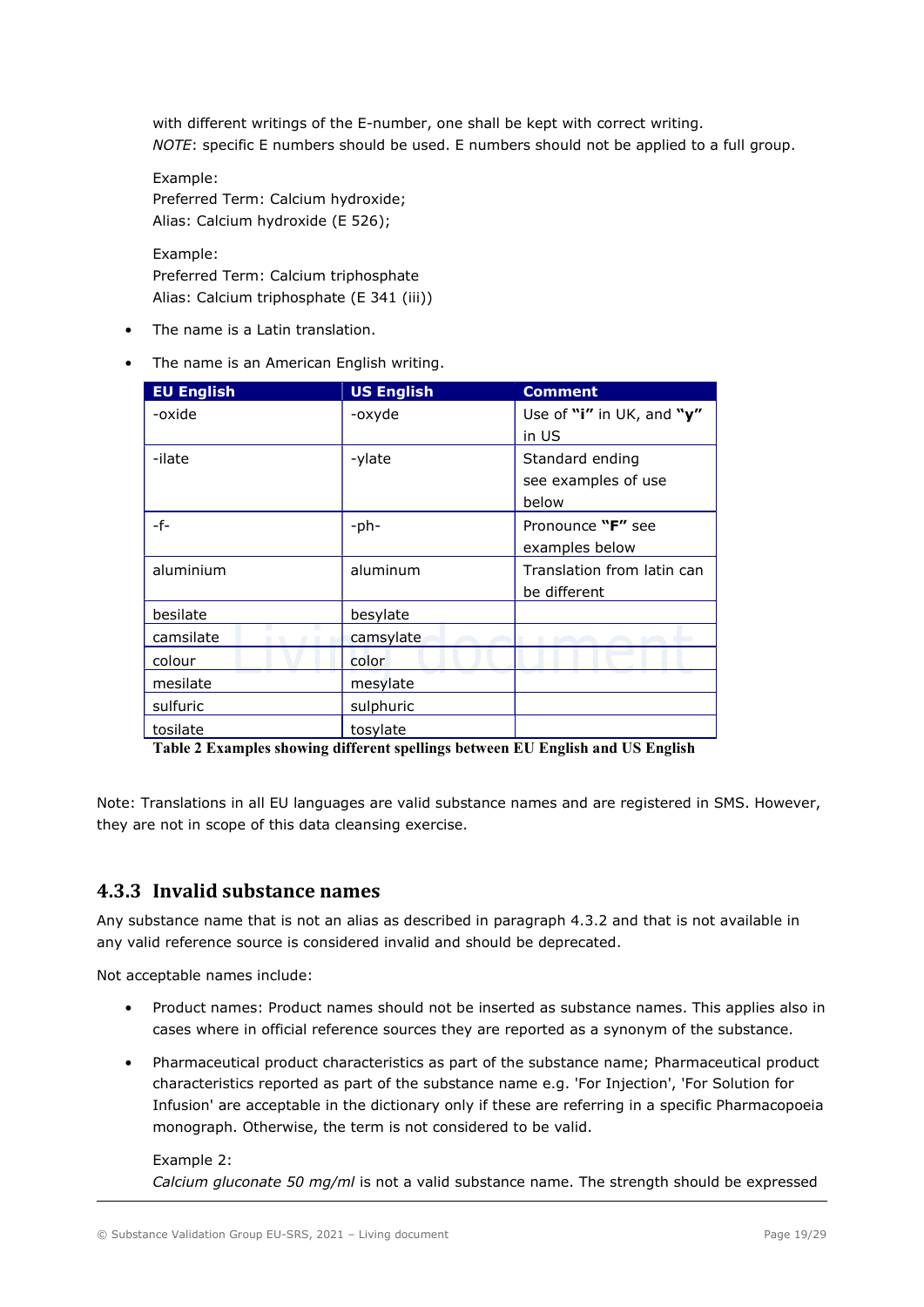with different writings of the E-number, one shall be kept with correct writing.
*NOTE*: specific E numbers should be used. E numbers should not be applied to a full group.

Example:
Preferred Term: Calcium hydroxide;
Alias: Calcium hydroxide (E 526);

Example:
Preferred Term: Calcium triphosphate
Alias: Calcium triphosphate (E 341 (iii))

- The name is a Latin translation.
- The name is an American English writing.

| EU English | US English | Comment |
|---|---|---|
| -oxide | -oxyde | Use of **"i"** in UK, and **"y"** in US |
| -ilate | -ylate | Standard ending see examples of use below |
| -f- | -ph- | Pronounce **"F"** see examples below |
| aluminium | aluminum | Translation from latin can be different |
| besilate | besylate | |
| camsilate | camsylate | |
| colour | color | |
| mesilate | mesylate | |
| sulfuric | sulphuric | |
| tosilate | tosylate | |

**Table 2 Examples showing different spellings between EU English and US English**

Note: Translations in all EU languages are valid substance names and are registered in SMS. However, they are not in scope of this data cleansing exercise.

### 4.3.3 Invalid substance names

Any substance name that is not an alias as described in paragraph 4.3.2 and that is not available in any valid reference source is considered invalid and should be deprecated.

Not acceptable names include:

- Product names: Product names should not be inserted as substance names. This applies also in cases where in official reference sources they are reported as a synonym of the substance.
- Pharmaceutical product characteristics as part of the substance name; Pharmaceutical product characteristics reported as part of the substance name e.g. 'For Injection', 'For Solution for Infusion' are acceptable in the dictionary only if these are referring in a specific Pharmacopoeia monograph. Otherwise, the term is not considered to be valid.

  Example 2:
  *Calcium gluconate 50 mg/ml* is not a valid substance name. The strength should be expressed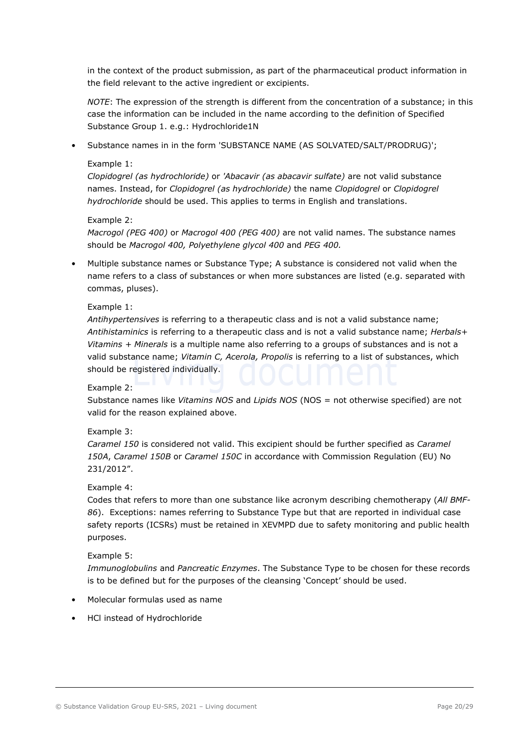in the context of the product submission, as part of the pharmaceutical product information in the field relevant to the active ingredient or excipients.

*NOTE*: The expression of the strength is different from the concentration of a substance; in this case the information can be included in the name according to the definition of Specified Substance Group 1. e.g.: Hydrochloride1N

- Substance names in in the form 'SUBSTANCE NAME (AS SOLVATED/SALT/PRODRUG)';

  Example 1:
  *Clopidogrel (as hydrochloride)* or *'Abacavir (as abacavir sulfate)* are not valid substance names. Instead, for *Clopidogrel (as hydrochloride)* the name *Clopidogrel* or *Clopidogrel hydrochloride* should be used. This applies to terms in English and translations.

  Example 2:
  *Macrogol (PEG 400)* or *Macrogol 400 (PEG 400)* are not valid names. The substance names should be *Macrogol 400, Polyethylene glycol 400* and *PEG 400.*

- Multiple substance names or Substance Type; A substance is considered not valid when the name refers to a class of substances or when more substances are listed (e.g. separated with commas, pluses).

  Example 1:
  *Antihypertensives* is referring to a therapeutic class and is not a valid substance name; *Antihistaminics* is referring to a therapeutic class and is not a valid substance name; *Herbals+ Vitamins + Minerals* is a multiple name also referring to a groups of substances and is not a valid substance name; *Vitamin C, Acerola, Propolis* is referring to a list of substances, which should be registered individually.

  Example 2:
  Substance names like *Vitamins NOS* and *Lipids NOS* (NOS = not otherwise specified) are not valid for the reason explained above.

  Example 3:
  *Caramel 150* is considered not valid. This excipient should be further specified as *Caramel 150A*, *Caramel 150B* or *Caramel 150C* in accordance with Commission Regulation (EU) No 231/2012".

  Example 4:
  Codes that refers to more than one substance like acronym describing chemotherapy (*All BMF-86*). Exceptions: names referring to Substance Type but that are reported in individual case safety reports (ICSRs) must be retained in XEVMPD due to safety monitoring and public health purposes.

  Example 5:
  *Immunoglobulins* and *Pancreatic Enzymes*. The Substance Type to be chosen for these records is to be defined but for the purposes of the cleansing 'Concept' should be used.

- Molecular formulas used as name

- HCl instead of Hydrochloride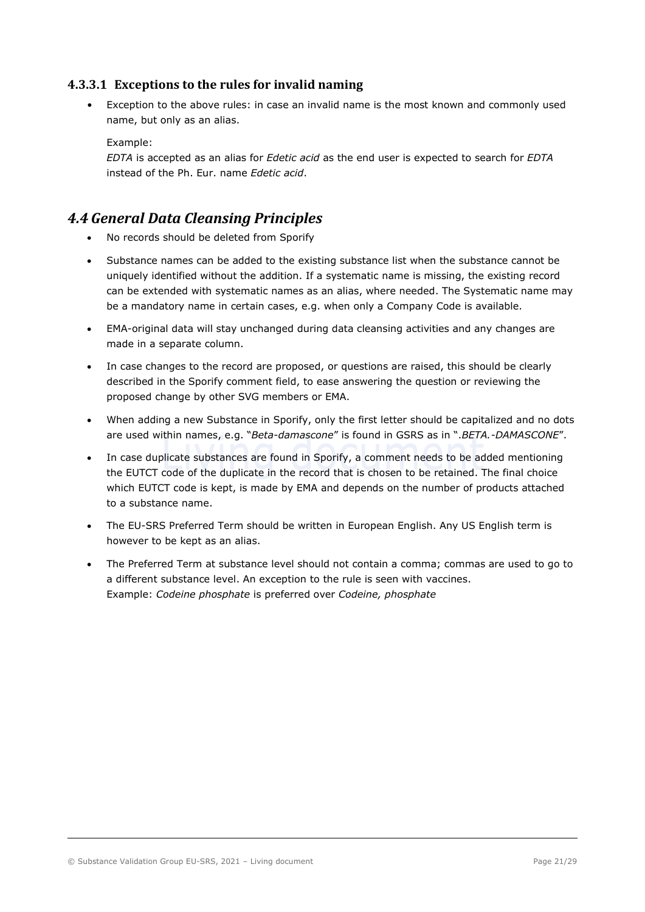#### 4.3.3.1 Exceptions to the rules for invalid naming

- Exception to the above rules: in case an invalid name is the most known and commonly used name, but only as an alias.

  Example:
  *EDTA* is accepted as an alias for *Edetic acid* as the end user is expected to search for *EDTA* instead of the Ph. Eur. name *Edetic acid*.

## *4.4 General Data Cleansing Principles*

- No records should be deleted from Sporify
- Substance names can be added to the existing substance list when the substance cannot be uniquely identified without the addition. If a systematic name is missing, the existing record can be extended with systematic names as an alias, where needed. The Systematic name may be a mandatory name in certain cases, e.g. when only a Company Code is available.
- EMA-original data will stay unchanged during data cleansing activities and any changes are made in a separate column.
- In case changes to the record are proposed, or questions are raised, this should be clearly described in the Sporify comment field, to ease answering the question or reviewing the proposed change by other SVG members or EMA.
- When adding a new Substance in Sporify, only the first letter should be capitalized and no dots are used within names, e.g. "*Beta-damascone*" is found in GSRS as in "*.BETA.-DAMASCONE*".
- In case duplicate substances are found in Sporify, a comment needs to be added mentioning the EUTCT code of the duplicate in the record that is chosen to be retained. The final choice which EUTCT code is kept, is made by EMA and depends on the number of products attached to a substance name.
- The EU-SRS Preferred Term should be written in European English. Any US English term is however to be kept as an alias.
- The Preferred Term at substance level should not contain a comma; commas are used to go to a different substance level. An exception to the rule is seen with vaccines.
  Example: *Codeine phosphate* is preferred over *Codeine, phosphate*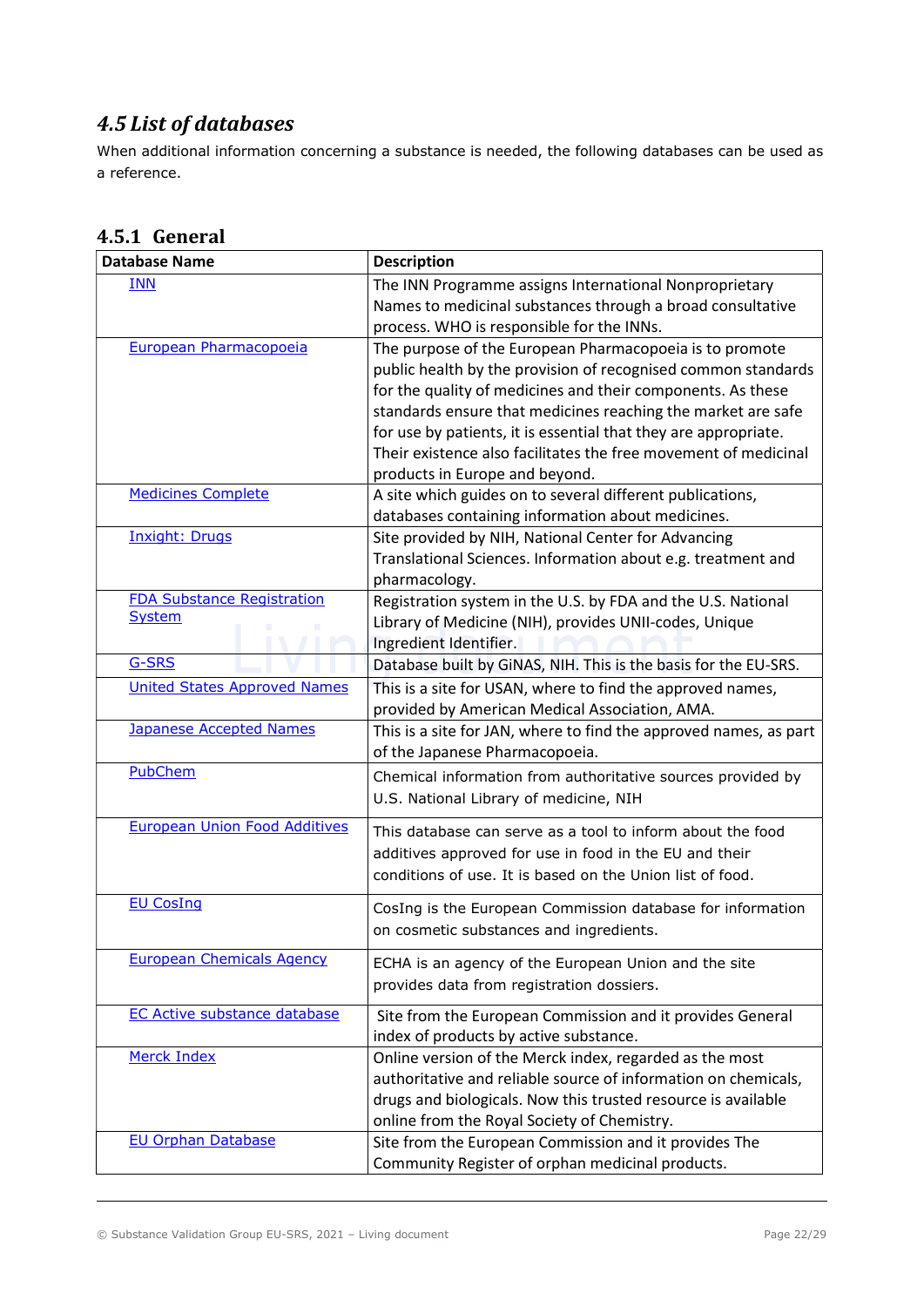## 4.5 List of databases

When additional information concerning a substance is needed, the following databases can be used as a reference.

### 4.5.1 General

| Database Name | Description |
|---|---|
| INN | The INN Programme assigns International Nonproprietary Names to medicinal substances through a broad consultative process. WHO is responsible for the INNs. |
| European Pharmacopoeia | The purpose of the European Pharmacopoeia is to promote public health by the provision of recognised common standards for the quality of medicines and their components. As these standards ensure that medicines reaching the market are safe for use by patients, it is essential that they are appropriate. Their existence also facilitates the free movement of medicinal products in Europe and beyond. |
| Medicines Complete | A site which guides on to several different publications, databases containing information about medicines. |
| Inxight: Drugs | Site provided by NIH, National Center for Advancing Translational Sciences. Information about e.g. treatment and pharmacology. |
| FDA Substance Registration System | Registration system in the U.S. by FDA and the U.S. National Library of Medicine (NIH), provides UNII-codes, Unique Ingredient Identifier. |
| G-SRS | Database built by GiNAS, NIH. This is the basis for the EU-SRS. |
| United States Approved Names | This is a site for USAN, where to find the approved names, provided by American Medical Association, AMA. |
| Japanese Accepted Names | This is a site for JAN, where to find the approved names, as part of the Japanese Pharmacopoeia. |
| PubChem | Chemical information from authoritative sources provided by U.S. National Library of medicine, NIH |
| European Union Food Additives | This database can serve as a tool to inform about the food additives approved for use in food in the EU and their conditions of use. It is based on the Union list of food. |
| EU CosIng | CosIng is the European Commission database for information on cosmetic substances and ingredients. |
| European Chemicals Agency | ECHA is an agency of the European Union and the site provides data from registration dossiers. |
| EC Active substance database | Site from the European Commission and it provides General index of products by active substance. |
| Merck Index | Online version of the Merck index, regarded as the most authoritative and reliable source of information on chemicals, drugs and biologicals. Now this trusted resource is available online from the Royal Society of Chemistry. |
| EU Orphan Database | Site from the European Commission and it provides The Community Register of orphan medicinal products. |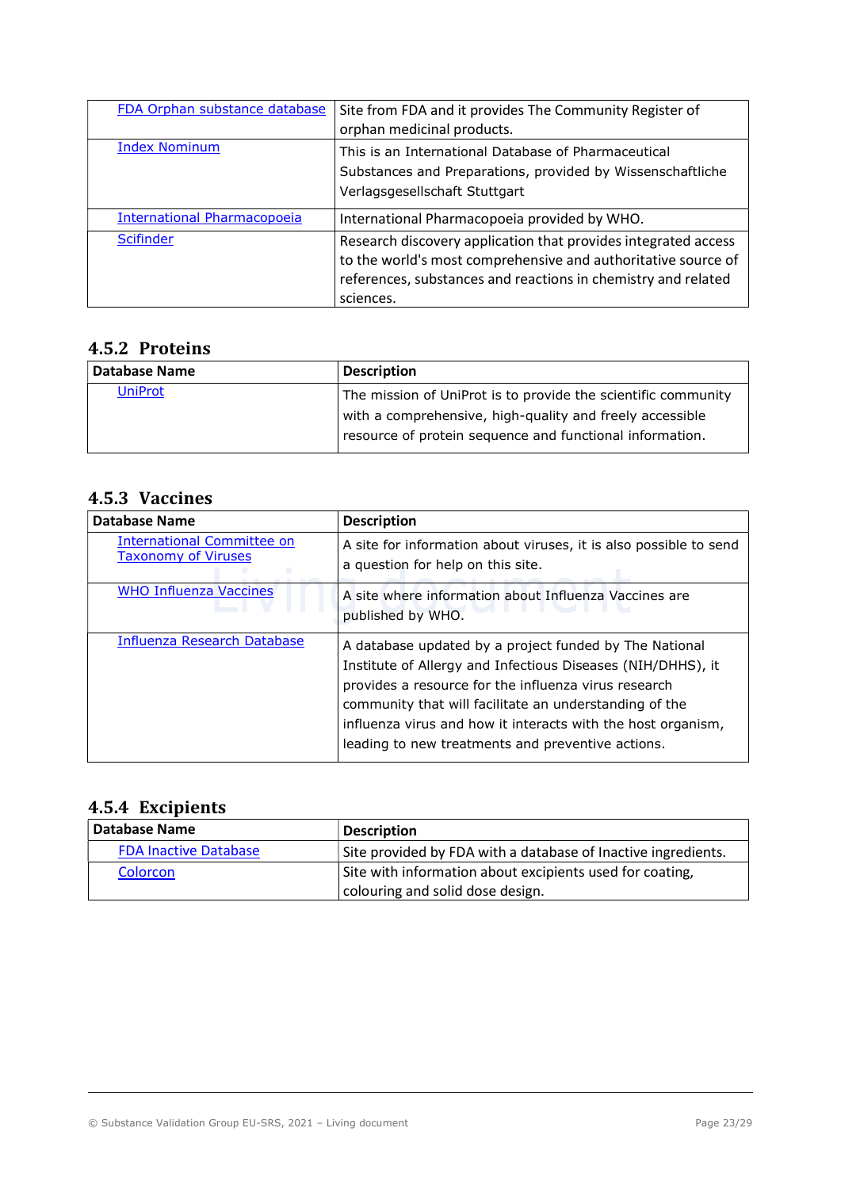| | |
|---|---|
| FDA Orphan substance database | Site from FDA and it provides The Community Register of orphan medicinal products. |
| Index Nominum | This is an International Database of Pharmaceutical Substances and Preparations, provided by Wissenschaftliche Verlagsgesellschaft Stuttgart |
| International Pharmacopoeia | International Pharmacopoeia provided by WHO. |
| Scifinder | Research discovery application that provides integrated access to the world's most comprehensive and authoritative source of references, substances and reactions in chemistry and related sciences. |

### 4.5.2 Proteins

| Database Name | Description |
|---|---|
| UniProt | The mission of UniProt is to provide the scientific community with a comprehensive, high-quality and freely accessible resource of protein sequence and functional information. |

### 4.5.3 Vaccines

| Database Name | Description |
|---|---|
| International Committee on Taxonomy of Viruses | A site for information about viruses, it is also possible to send a question for help on this site. |
| WHO Influenza Vaccines | A site where information about Influenza Vaccines are published by WHO. |
| Influenza Research Database | A database updated by a project funded by The National Institute of Allergy and Infectious Diseases (NIH/DHHS), it provides a resource for the influenza virus research community that will facilitate an understanding of the influenza virus and how it interacts with the host organism, leading to new treatments and preventive actions. |

### 4.5.4 Excipients

| Database Name | Description |
|---|---|
| FDA Inactive Database | Site provided by FDA with a database of Inactive ingredients. |
| Colorcon | Site with information about excipients used for coating, colouring and solid dose design. |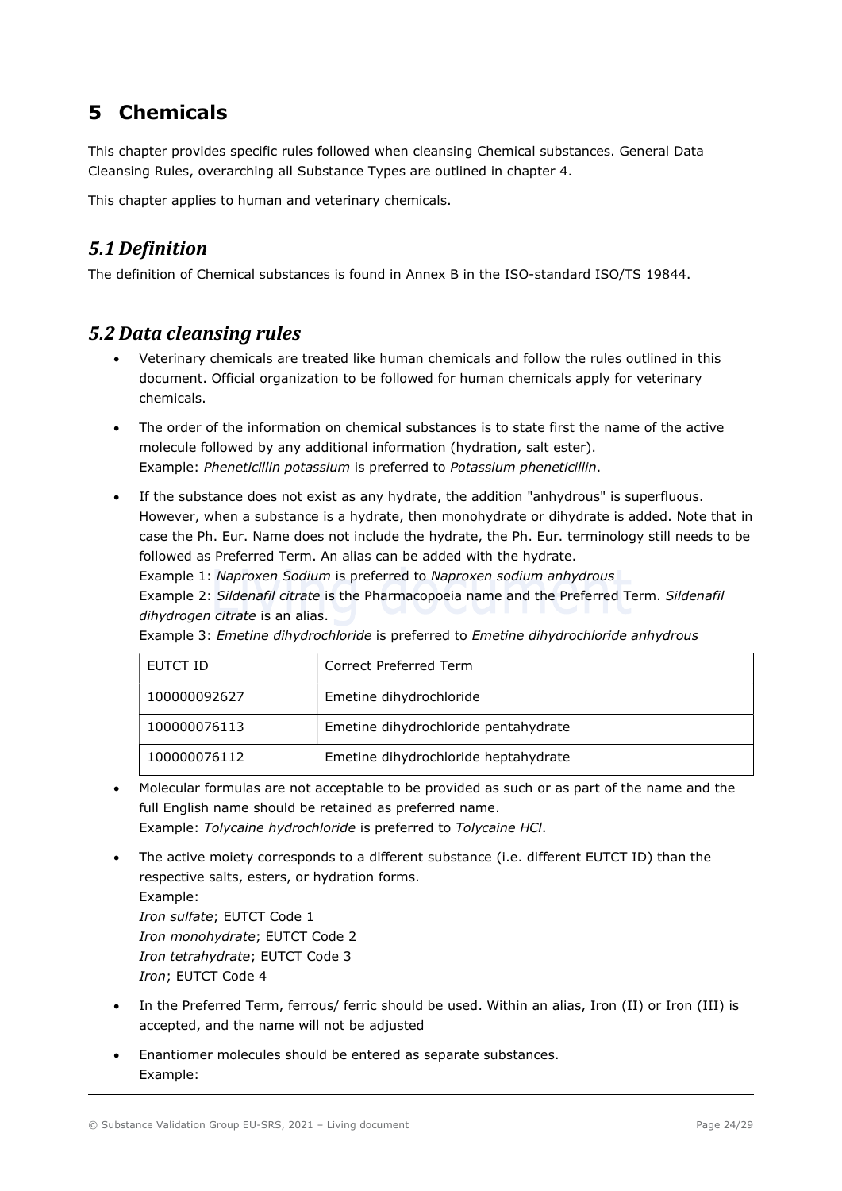# 5 Chemicals

This chapter provides specific rules followed when cleansing Chemical substances. General Data Cleansing Rules, overarching all Substance Types are outlined in chapter 4.

This chapter applies to human and veterinary chemicals.

## *5.1 Definition*

The definition of Chemical substances is found in Annex B in the ISO-standard ISO/TS 19844.

## *5.2 Data cleansing rules*

- Veterinary chemicals are treated like human chemicals and follow the rules outlined in this document. Official organization to be followed for human chemicals apply for veterinary chemicals.
- The order of the information on chemical substances is to state first the name of the active molecule followed by any additional information (hydration, salt ester).
  Example: *Pheneticillin potassium* is preferred to *Potassium pheneticillin*.
- If the substance does not exist as any hydrate, the addition "anhydrous" is superfluous. However, when a substance is a hydrate, then monohydrate or dihydrate is added. Note that in case the Ph. Eur. Name does not include the hydrate, the Ph. Eur. terminology still needs to be followed as Preferred Term. An alias can be added with the hydrate.
  Example 1: *Naproxen Sodium* is preferred to *Naproxen sodium anhydrous*
  Example 2: *Sildenafil citrate* is the Pharmacopoeia name and the Preferred Term. *Sildenafil dihydrogen citrate* is an alias.
  Example 3: *Emetine dihydrochloride* is preferred to *Emetine dihydrochloride anhydrous*

| EUTCT ID | Correct Preferred Term |
|---|---|
| 100000092627 | Emetine dihydrochloride |
| 100000076113 | Emetine dihydrochloride pentahydrate |
| 100000076112 | Emetine dihydrochloride heptahydrate |

- Molecular formulas are not acceptable to be provided as such or as part of the name and the full English name should be retained as preferred name.
  Example: *Tolycaine hydrochloride* is preferred to *Tolycaine HCl*.
- The active moiety corresponds to a different substance (i.e. different EUTCT ID) than the respective salts, esters, or hydration forms.
  Example:
  *Iron sulfate*; EUTCT Code 1
  *Iron monohydrate*; EUTCT Code 2
  *Iron tetrahydrate*; EUTCT Code 3
  *Iron*; EUTCT Code 4
- In the Preferred Term, ferrous/ ferric should be used. Within an alias, Iron (II) or Iron (III) is accepted, and the name will not be adjusted
- Enantiomer molecules should be entered as separate substances.
  Example: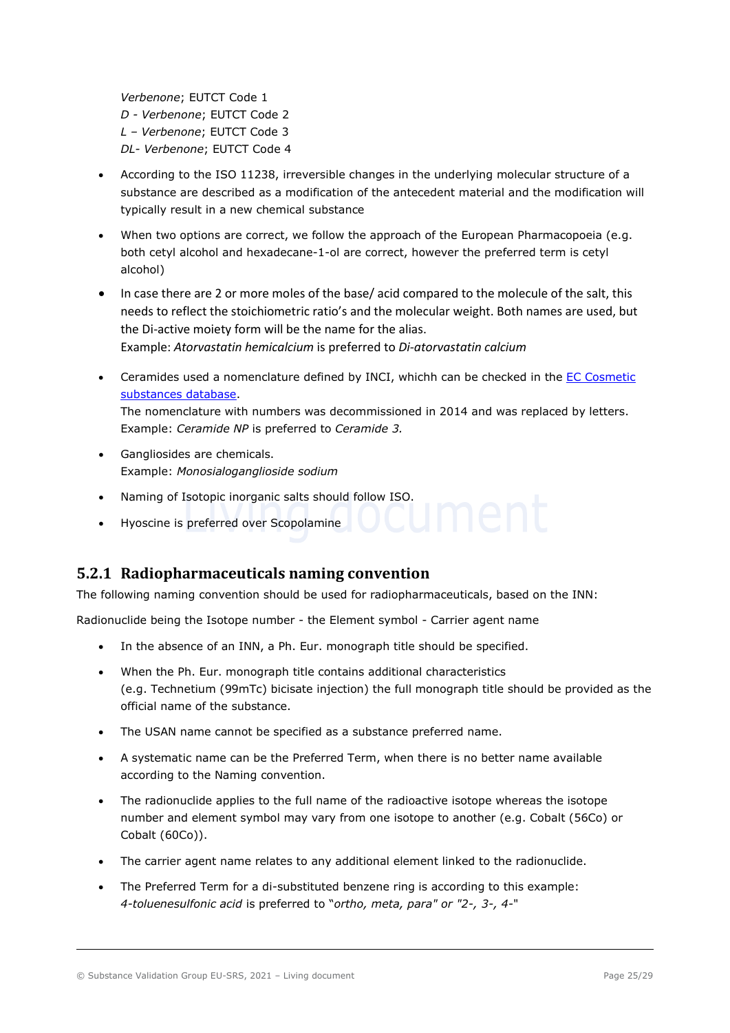*Verbenone*; EUTCT Code 1
*D - Verbenone*; EUTCT Code 2
*L – Verbenone*; EUTCT Code 3
*DL- Verbenone*; EUTCT Code 4

- According to the ISO 11238, irreversible changes in the underlying molecular structure of a substance are described as a modification of the antecedent material and the modification will typically result in a new chemical substance
- When two options are correct, we follow the approach of the European Pharmacopoeia (e.g. both cetyl alcohol and hexadecane-1-ol are correct, however the preferred term is cetyl alcohol)
- In case there are 2 or more moles of the base/ acid compared to the molecule of the salt, this needs to reflect the stoichiometric ratio's and the molecular weight. Both names are used, but the Di-active moiety form will be the name for the alias.
  Example: *Atorvastatin hemicalcium* is preferred to *Di-atorvastatin calcium*
- Ceramides used a nomenclature defined by INCI, whichh can be checked in the EC Cosmetic substances database.
  The nomenclature with numbers was decommissioned in 2014 and was replaced by letters.
  Example: *Ceramide NP* is preferred to *Ceramide 3.*
- Gangliosides are chemicals.
  Example: *Monosialoganglioside sodium*
- Naming of Isotopic inorganic salts should follow ISO.
- Hyoscine is preferred over Scopolamine

### 5.2.1 Radiopharmaceuticals naming convention

The following naming convention should be used for radiopharmaceuticals, based on the INN:

Radionuclide being the Isotope number - the Element symbol - Carrier agent name

- In the absence of an INN, a Ph. Eur. monograph title should be specified.
- When the Ph. Eur. monograph title contains additional characteristics (e.g. Technetium (99mTc) bicisate injection) the full monograph title should be provided as the official name of the substance.
- The USAN name cannot be specified as a substance preferred name.
- A systematic name can be the Preferred Term, when there is no better name available according to the Naming convention.
- The radionuclide applies to the full name of the radioactive isotope whereas the isotope number and element symbol may vary from one isotope to another (e.g. Cobalt (56Co) or Cobalt (60Co)).
- The carrier agent name relates to any additional element linked to the radionuclide.
- The Preferred Term for a di-substituted benzene ring is according to this example: *4-toluenesulfonic acid* is preferred to "*ortho, meta, para" or "2-, 3-, 4-*"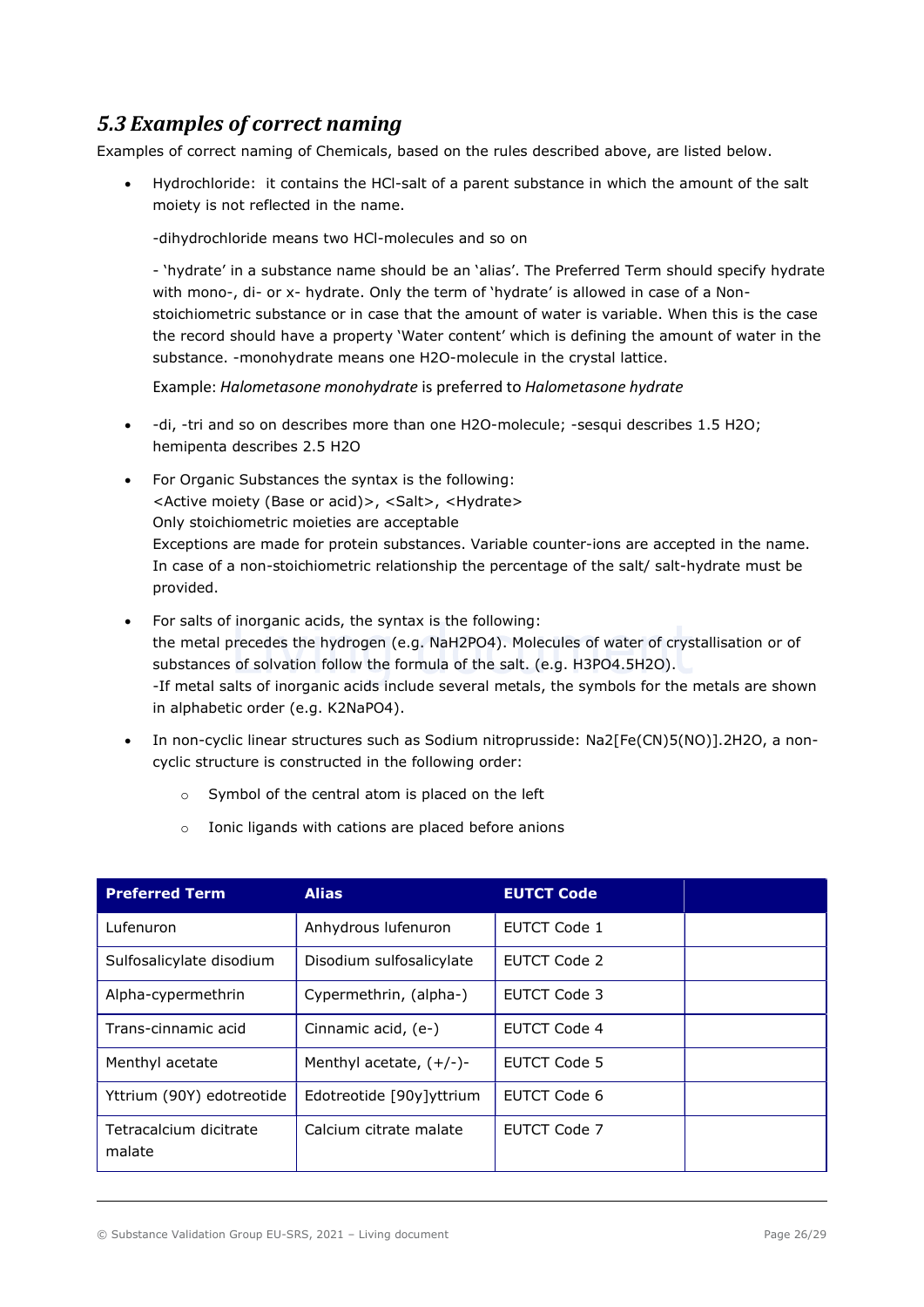## 5.3 Examples of correct naming

Examples of correct naming of Chemicals, based on the rules described above, are listed below.

- Hydrochloride: it contains the HCl-salt of a parent substance in which the amount of the salt moiety is not reflected in the name.

  -dihydrochloride means two HCl-molecules and so on

  - 'hydrate' in a substance name should be an 'alias'. The Preferred Term should specify hydrate with mono-, di- or x- hydrate. Only the term of 'hydrate' is allowed in case of a Non-stoichiometric substance or in case that the amount of water is variable. When this is the case the record should have a property 'Water content' which is defining the amount of water in the substance. -monohydrate means one $H_2O$-molecule in the crystal lattice.

  Example: *Halometasone monohydrate* is preferred to *Halometasone hydrate*

- -di, -tri and so on describes more than one $H_2O$-molecule; -sesqui describes 1.5 $H_2O$; hemipenta describes 2.5 $H_2O$

- For Organic Substances the syntax is the following:
  <Active moiety (Base or acid)>, <Salt>, <Hydrate>
  Only stoichiometric moieties are acceptable
  Exceptions are made for protein substances. Variable counter-ions are accepted in the name. In case of a non-stoichiometric relationship the percentage of the salt/ salt-hydrate must be provided.

- For salts of inorganic acids, the syntax is the following:
  the metal precedes the hydrogen (e.g. $NaH_2PO_4$). Molecules of water of crystallisation or of substances of solvation follow the formula of the salt. (e.g. $H_3PO_4.5H_2O$).
  -If metal salts of inorganic acids include several metals, the symbols for the metals are shown in alphabetic order (e.g. $K_2NaPO_4$).

- In non-cyclic linear structures such as Sodium nitroprusside: $Na_2[Fe(CN)_5(NO)].2H_2O$, a non-cyclic structure is constructed in the following order:
  - Symbol of the central atom is placed on the left
  - Ionic ligands with cations are placed before anions

| Preferred Term | Alias | EUTCT Code | |
|---|---|---|---|
| Lufenuron | Anhydrous lufenuron | EUTCT Code 1 | |
| Sulfosalicylate disodium | Disodium sulfosalicylate | EUTCT Code 2 | |
| Alpha-cypermethrin | Cypermethrin, (alpha-) | EUTCT Code 3 | |
| Trans-cinnamic acid | Cinnamic acid, (e-) | EUTCT Code 4 | |
| Menthyl acetate | Menthyl acetate, (+/-)- | EUTCT Code 5 | |
| Yttrium (90Y) edotreotide | Edotreotide [90y]yttrium | EUTCT Code 6 | |
| Tetracalcium dicitrate malate | Calcium citrate malate | EUTCT Code 7 | |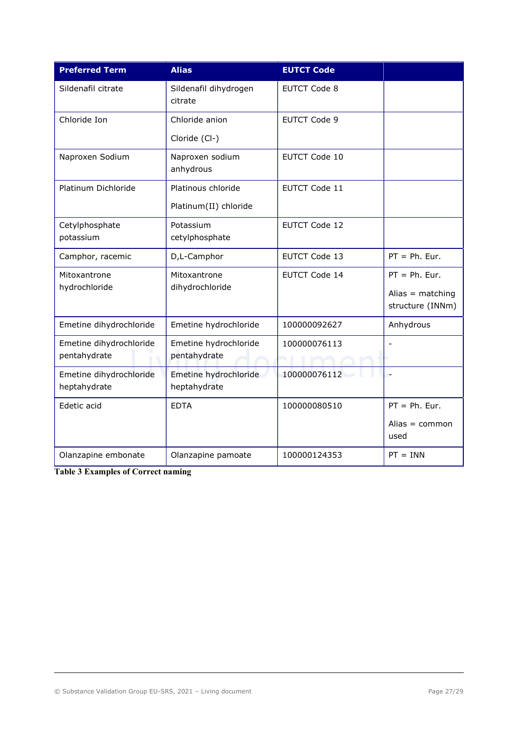| Preferred Term | Alias | EUTCT Code | |
|---|---|---|---|
| Sildenafil citrate | Sildenafil dihydrogen citrate | EUTCT Code 8 | |
| Chloride Ion | Chloride anion<br><br>Cloride (Cl-) | EUTCT Code 9 | |
| Naproxen Sodium | Naproxen sodium anhydrous | EUTCT Code 10 | |
| Platinum Dichloride | Platinous chloride<br><br>Platinum(II) chloride | EUTCT Code 11 | |
| Cetylphosphate potassium | Potassium cetylphosphate | EUTCT Code 12 | |
| Camphor, racemic | D,L-Camphor | EUTCT Code 13 | PT = Ph. Eur. |
| Mitoxantrone hydrochloride | Mitoxantrone dihydrochloride | EUTCT Code 14 | PT = Ph. Eur.<br><br>Alias = matching structure (INNm) |
| Emetine dihydrochloride | Emetine hydrochloride | 100000092627 | Anhydrous |
| Emetine dihydrochloride pentahydrate | Emetine hydrochloride pentahydrate | 100000076113 | - |
| Emetine dihydrochloride heptahydrate | Emetine hydrochloride heptahydrate | 100000076112 | - |
| Edetic acid | EDTA | 100000080510 | PT = Ph. Eur.<br><br>Alias = common used |
| Olanzapine embonate | Olanzapine pamoate | 100000124353 | PT = INN |

**Table 3 Examples of Correct naming**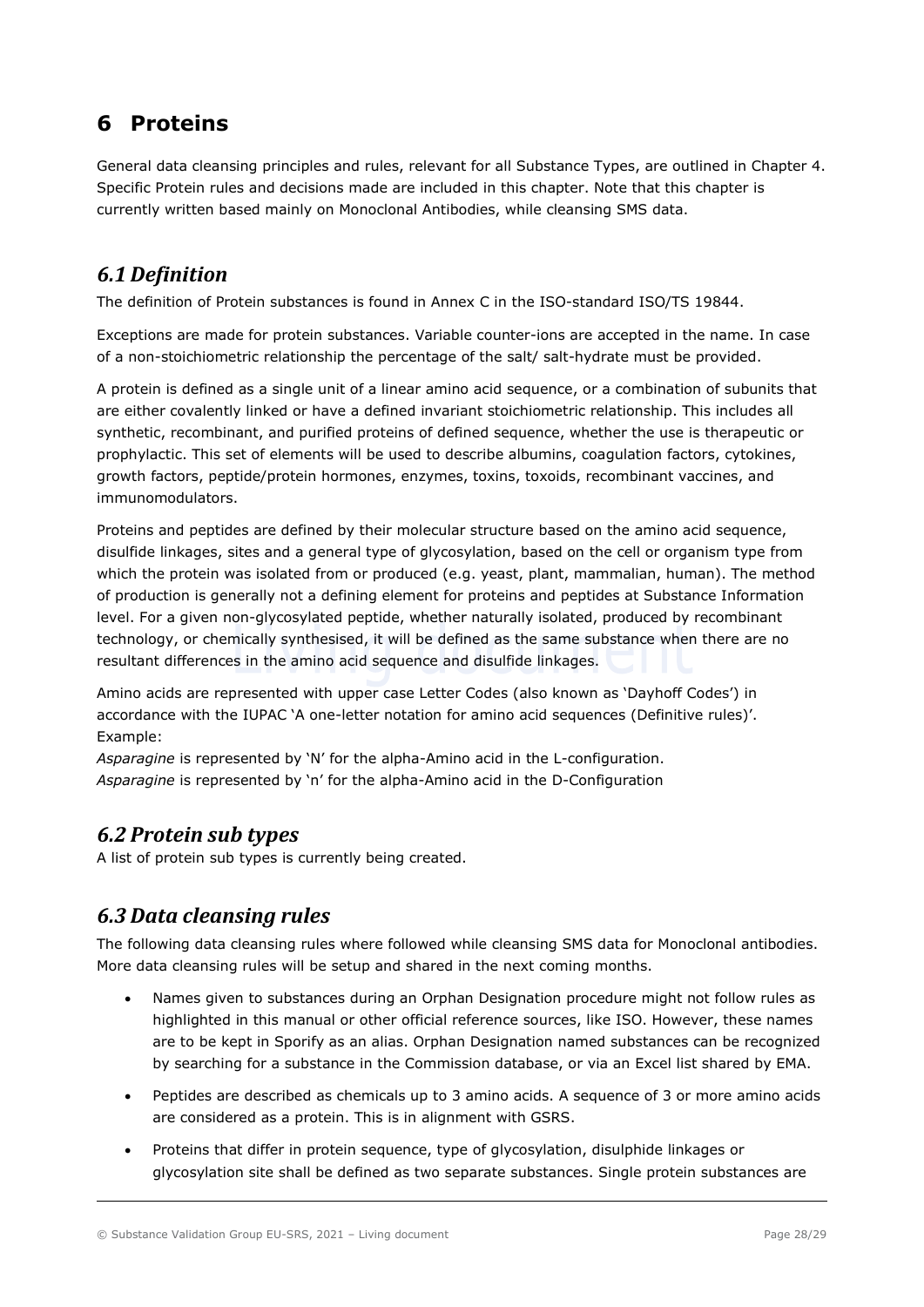# 6 Proteins

General data cleansing principles and rules, relevant for all Substance Types, are outlined in Chapter 4. Specific Protein rules and decisions made are included in this chapter. Note that this chapter is currently written based mainly on Monoclonal Antibodies, while cleansing SMS data.

## *6.1 Definition*

The definition of Protein substances is found in Annex C in the ISO-standard ISO/TS 19844.

Exceptions are made for protein substances. Variable counter-ions are accepted in the name. In case of a non-stoichiometric relationship the percentage of the salt/ salt-hydrate must be provided.

A protein is defined as a single unit of a linear amino acid sequence, or a combination of subunits that are either covalently linked or have a defined invariant stoichiometric relationship. This includes all synthetic, recombinant, and purified proteins of defined sequence, whether the use is therapeutic or prophylactic. This set of elements will be used to describe albumins, coagulation factors, cytokines, growth factors, peptide/protein hormones, enzymes, toxins, toxoids, recombinant vaccines, and immunomodulators.

Proteins and peptides are defined by their molecular structure based on the amino acid sequence, disulfide linkages, sites and a general type of glycosylation, based on the cell or organism type from which the protein was isolated from or produced (e.g. yeast, plant, mammalian, human). The method of production is generally not a defining element for proteins and peptides at Substance Information level. For a given non-glycosylated peptide, whether naturally isolated, produced by recombinant technology, or chemically synthesised, it will be defined as the same substance when there are no resultant differences in the amino acid sequence and disulfide linkages.

Amino acids are represented with upper case Letter Codes (also known as 'Dayhoff Codes') in accordance with the IUPAC 'A one-letter notation for amino acid sequences (Definitive rules)'. Example:
*Asparagine* is represented by 'N' for the alpha-Amino acid in the L-configuration.
*Asparagine* is represented by 'n' for the alpha-Amino acid in the D-Configuration

## *6.2 Protein sub types*

A list of protein sub types is currently being created.

## *6.3 Data cleansing rules*

The following data cleansing rules where followed while cleansing SMS data for Monoclonal antibodies. More data cleansing rules will be setup and shared in the next coming months.

- Names given to substances during an Orphan Designation procedure might not follow rules as highlighted in this manual or other official reference sources, like ISO. However, these names are to be kept in Sporify as an alias. Orphan Designation named substances can be recognized by searching for a substance in the Commission database, or via an Excel list shared by EMA.
- Peptides are described as chemicals up to 3 amino acids. A sequence of 3 or more amino acids are considered as a protein. This is in alignment with GSRS.
- Proteins that differ in protein sequence, type of glycosylation, disulphide linkages or glycosylation site shall be defined as two separate substances. Single protein substances are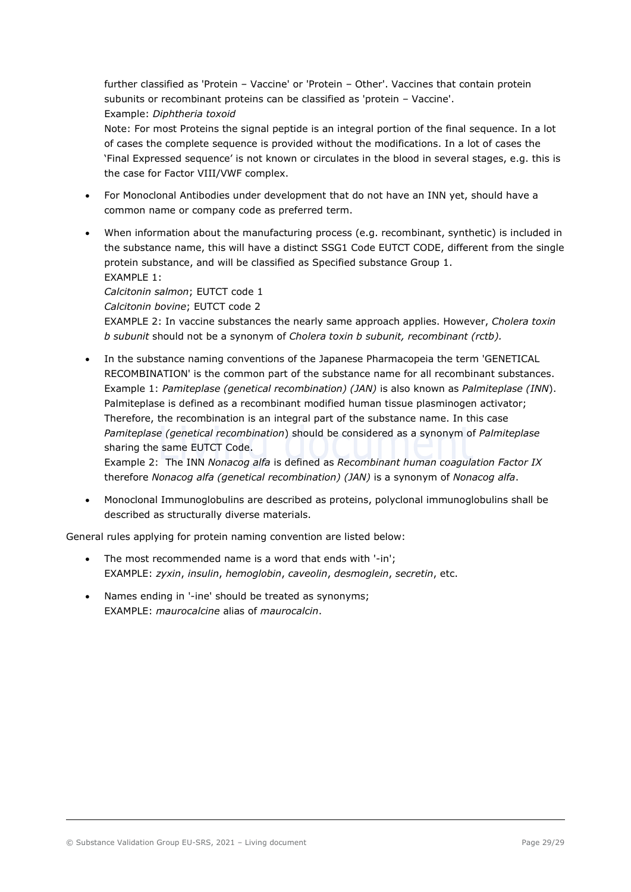further classified as 'Protein – Vaccine' or 'Protein – Other'. Vaccines that contain protein subunits or recombinant proteins can be classified as 'protein – Vaccine'.
Example: *Diphtheria toxoid*
Note: For most Proteins the signal peptide is an integral portion of the final sequence. In a lot of cases the complete sequence is provided without the modifications. In a lot of cases the 'Final Expressed sequence' is not known or circulates in the blood in several stages, e.g. this is the case for Factor VIII/VWF complex.

- For Monoclonal Antibodies under development that do not have an INN yet, should have a common name or company code as preferred term.
- When information about the manufacturing process (e.g. recombinant, synthetic) is included in the substance name, this will have a distinct SSG1 Code EUTCT CODE, different from the single protein substance, and will be classified as Specified substance Group 1.
  EXAMPLE 1:
  *Calcitonin salmon*; EUTCT code 1
  *Calcitonin bovine*; EUTCT code 2
  EXAMPLE 2: In vaccine substances the nearly same approach applies. However, *Cholera toxin b subunit* should not be a synonym of *Cholera toxin b subunit, recombinant (rctb).*
- In the substance naming conventions of the Japanese Pharmacopeia the term 'GENETICAL RECOMBINATION' is the common part of the substance name for all recombinant substances.
  Example 1: *Pamiteplase (genetical recombination) (JAN)* is also known as *Palmiteplase (INN*).
  Palmiteplase is defined as a recombinant modified human tissue plasminogen activator; Therefore, the recombination is an integral part of the substance name. In this case *Pamiteplase (genetical recombination*) should be considered as a synonym of *Palmiteplase* sharing the same EUTCT Code.
  Example 2: The INN *Nonacog alfa* is defined as *Recombinant human coagulation Factor IX* therefore *Nonacog alfa (genetical recombination) (JAN)* is a synonym of *Nonacog alfa*.
- Monoclonal Immunoglobulins are described as proteins, polyclonal immunoglobulins shall be described as structurally diverse materials.

General rules applying for protein naming convention are listed below:

- The most recommended name is a word that ends with '-in';
  EXAMPLE: *zyxin*, *insulin*, *hemoglobin*, *caveolin*, *desmoglein*, *secretin*, etc.
- Names ending in '-ine' should be treated as synonyms;
  EXAMPLE: *maurocalcine* alias of *maurocalcin*.